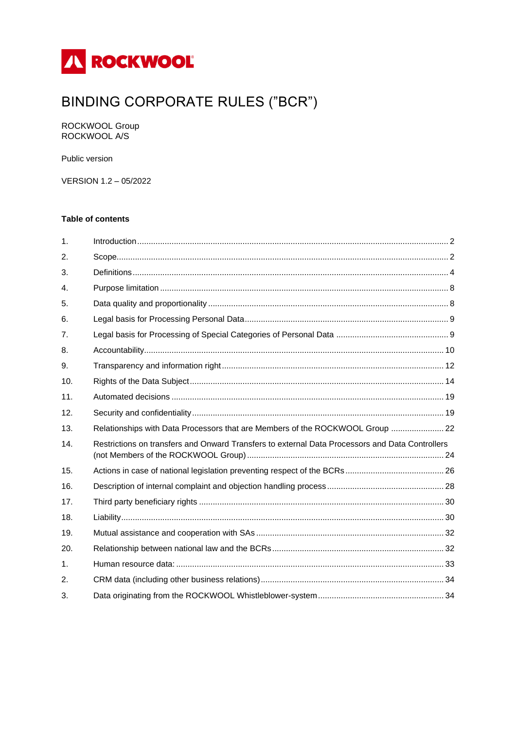ROCKWOOL

# BINDING CORPORATE RULES (”BCR”)

ROCKWOOL Group
ROCKWOOL A/S

Public version

VERSION 1.2 – 05/2022

**Table of contents**

| | | |
|---|---|---|
| 1. | Introduction | 2 |
| 2. | Scope | 2 |
| 3. | Definitions | 4 |
| 4. | Purpose limitation | 8 |
| 5. | Data quality and proportionality | 8 |
| 6. | Legal basis for Processing Personal Data | 9 |
| 7. | Legal basis for Processing of Special Categories of Personal Data | 9 |
| 8. | Accountability | 10 |
| 9. | Transparency and information right | 12 |
| 10. | Rights of the Data Subject | 14 |
| 11. | Automated decisions | 19 |
| 12. | Security and confidentiality | 19 |
| 13. | Relationships with Data Processors that are Members of the ROCKWOOL Group | 22 |
| 14. | Restrictions on transfers and Onward Transfers to external Data Processors and Data Controllers (not Members of the ROCKWOOL Group) | 24 |
| 15. | Actions in case of national legislation preventing respect of the BCRs | 26 |
| 16. | Description of internal complaint and objection handling process | 28 |
| 17. | Third party beneficiary rights | 30 |
| 18. | Liability | 30 |
| 19. | Mutual assistance and cooperation with SAs | 32 |
| 20. | Relationship between national law and the BCRs | 32 |
| 1. | Human resource data: | 33 |
| 2. | CRM data (including other business relations) | 34 |
| 3. | Data originating from the ROCKWOOL Whistleblower-system | 34 |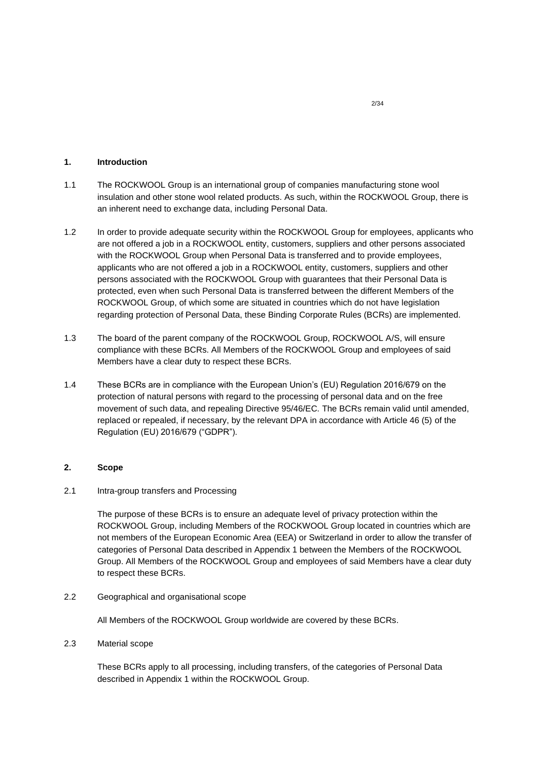## 1. Introduction

1.1 The ROCKWOOL Group is an international group of companies manufacturing stone wool insulation and other stone wool related products. As such, within the ROCKWOOL Group, there is an inherent need to exchange data, including Personal Data.

1.2 In order to provide adequate security within the ROCKWOOL Group for employees, applicants who are not offered a job in a ROCKWOOL entity, customers, suppliers and other persons associated with the ROCKWOOL Group when Personal Data is transferred and to provide employees, applicants who are not offered a job in a ROCKWOOL entity, customers, suppliers and other persons associated with the ROCKWOOL Group with guarantees that their Personal Data is protected, even when such Personal Data is transferred between the different Members of the ROCKWOOL Group, of which some are situated in countries which do not have legislation regarding protection of Personal Data, these Binding Corporate Rules (BCRs) are implemented.

1.3 The board of the parent company of the ROCKWOOL Group, ROCKWOOL A/S, will ensure compliance with these BCRs. All Members of the ROCKWOOL Group and employees of said Members have a clear duty to respect these BCRs.

1.4 These BCRs are in compliance with the European Union's (EU) Regulation 2016/679 on the protection of natural persons with regard to the processing of personal data and on the free movement of such data, and repealing Directive 95/46/EC. The BCRs remain valid until amended, replaced or repealed, if necessary, by the relevant DPA in accordance with Article 46 (5) of the Regulation (EU) 2016/679 ("GDPR").

## 2. Scope

2.1 Intra-group transfers and Processing

The purpose of these BCRs is to ensure an adequate level of privacy protection within the ROCKWOOL Group, including Members of the ROCKWOOL Group located in countries which are not members of the European Economic Area (EEA) or Switzerland in order to allow the transfer of categories of Personal Data described in Appendix 1 between the Members of the ROCKWOOL Group. All Members of the ROCKWOOL Group and employees of said Members have a clear duty to respect these BCRs.

2.2 Geographical and organisational scope

All Members of the ROCKWOOL Group worldwide are covered by these BCRs.

2.3 Material scope

These BCRs apply to all processing, including transfers, of the categories of Personal Data described in Appendix 1 within the ROCKWOOL Group.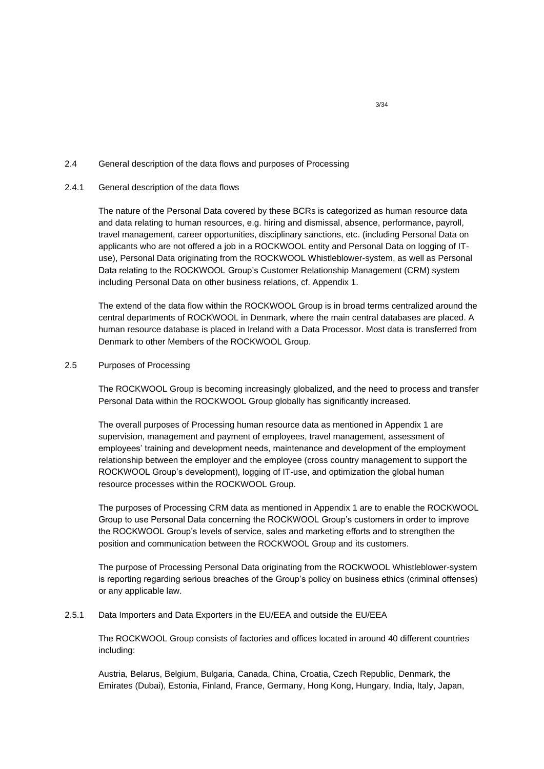### 2.4 General description of the data flows and purposes of Processing

#### 2.4.1 General description of the data flows

The nature of the Personal Data covered by these BCRs is categorized as human resource data and data relating to human resources, e.g. hiring and dismissal, absence, performance, payroll, travel management, career opportunities, disciplinary sanctions, etc. (including Personal Data on applicants who are not offered a job in a ROCKWOOL entity and Personal Data on logging of IT-use), Personal Data originating from the ROCKWOOL Whistleblower-system, as well as Personal Data relating to the ROCKWOOL Group's Customer Relationship Management (CRM) system including Personal Data on other business relations, cf. Appendix 1.

The extend of the data flow within the ROCKWOOL Group is in broad terms centralized around the central departments of ROCKWOOL in Denmark, where the main central databases are placed. A human resource database is placed in Ireland with a Data Processor. Most data is transferred from Denmark to other Members of the ROCKWOOL Group.

### 2.5 Purposes of Processing

The ROCKWOOL Group is becoming increasingly globalized, and the need to process and transfer Personal Data within the ROCKWOOL Group globally has significantly increased.

The overall purposes of Processing human resource data as mentioned in Appendix 1 are supervision, management and payment of employees, travel management, assessment of employees' training and development needs, maintenance and development of the employment relationship between the employer and the employee (cross country management to support the ROCKWOOL Group's development), logging of IT-use, and optimization the global human resource processes within the ROCKWOOL Group.

The purposes of Processing CRM data as mentioned in Appendix 1 are to enable the ROCKWOOL Group to use Personal Data concerning the ROCKWOOL Group's customers in order to improve the ROCKWOOL Group's levels of service, sales and marketing efforts and to strengthen the position and communication between the ROCKWOOL Group and its customers.

The purpose of Processing Personal Data originating from the ROCKWOOL Whistleblower-system is reporting regarding serious breaches of the Group's policy on business ethics (criminal offenses) or any applicable law.

#### 2.5.1 Data Importers and Data Exporters in the EU/EEA and outside the EU/EEA

The ROCKWOOL Group consists of factories and offices located in around 40 different countries including:

Austria, Belarus, Belgium, Bulgaria, Canada, China, Croatia, Czech Republic, Denmark, the Emirates (Dubai), Estonia, Finland, France, Germany, Hong Kong, Hungary, India, Italy, Japan,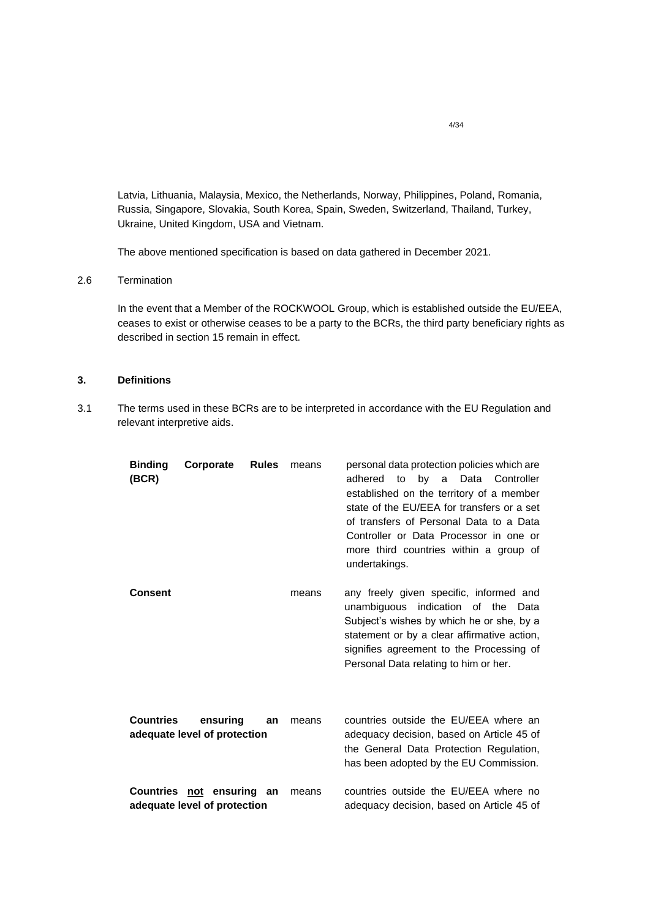Latvia, Lithuania, Malaysia, Mexico, the Netherlands, Norway, Philippines, Poland, Romania, Russia, Singapore, Slovakia, South Korea, Spain, Sweden, Switzerland, Thailand, Turkey, Ukraine, United Kingdom, USA and Vietnam.

The above mentioned specification is based on data gathered in December 2021.

2.6 Termination

In the event that a Member of the ROCKWOOL Group, which is established outside the EU/EEA, ceases to exist or otherwise ceases to be a party to the BCRs, the third party beneficiary rights as described in section 15 remain in effect.

## 3. Definitions

3.1 The terms used in these BCRs are to be interpreted in accordance with the EU Regulation and relevant interpretive aids.

| | | |
|---|---|---|
| **Binding Corporate Rules (BCR)** | means | personal data protection policies which are adhered to by a Data Controller established on the territory of a member state of the EU/EEA for transfers or a set of transfers of Personal Data to a Data Controller or Data Processor in one or more third countries within a group of undertakings. |
| **Consent** | means | any freely given specific, informed and unambiguous indication of the Data Subject's wishes by which he or she, by a statement or by a clear affirmative action, signifies agreement to the Processing of Personal Data relating to him or her. |
| **Countries ensuring an adequate level of protection** | means | countries outside the EU/EEA where an adequacy decision, based on Article 45 of the General Data Protection Regulation, has been adopted by the EU Commission. |
| **Countries <u>not</u> ensuring an adequate level of protection** | means | countries outside the EU/EEA where no adequacy decision, based on Article 45 of |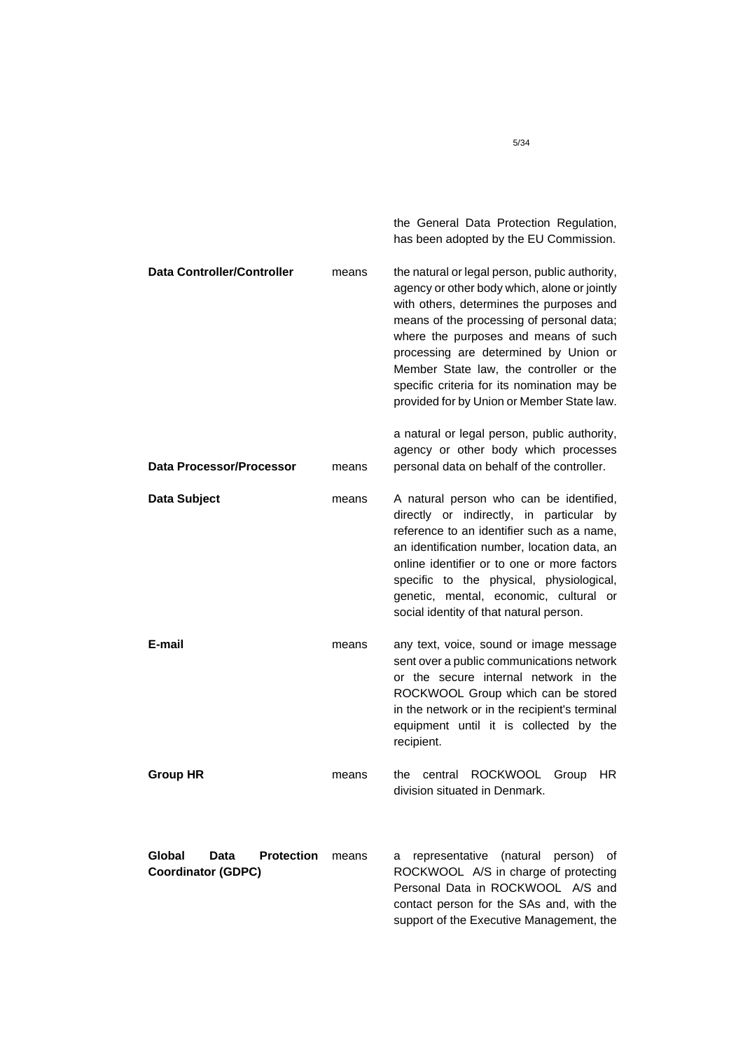| | | |
|---|---|---|
| | | the General Data Protection Regulation, has been adopted by the EU Commission. |
| **Data Controller/Controller** | means | the natural or legal person, public authority, agency or other body which, alone or jointly with others, determines the purposes and means of the processing of personal data; where the purposes and means of such processing are determined by Union or Member State law, the controller or the specific criteria for its nomination may be provided for by Union or Member State law. |
| **Data Processor/Processor** | means | a natural or legal person, public authority, agency or other body which processes personal data on behalf of the controller. |
| **Data Subject** | means | A natural person who can be identified, directly or indirectly, in particular by reference to an identifier such as a name, an identification number, location data, an online identifier or to one or more factors specific to the physical, physiological, genetic, mental, economic, cultural or social identity of that natural person. |
| **E-mail** | means | any text, voice, sound or image message sent over a public communications network or the secure internal network in the ROCKWOOL Group which can be stored in the network or in the recipient's terminal equipment until it is collected by the recipient. |
| **Group HR** | means | the central ROCKWOOL Group HR division situated in Denmark. |
| **Global Data Protection Coordinator (GDPC)** | means | a representative (natural person) of ROCKWOOL A/S in charge of protecting Personal Data in ROCKWOOL A/S and contact person for the SAs and, with the support of the Executive Management, the |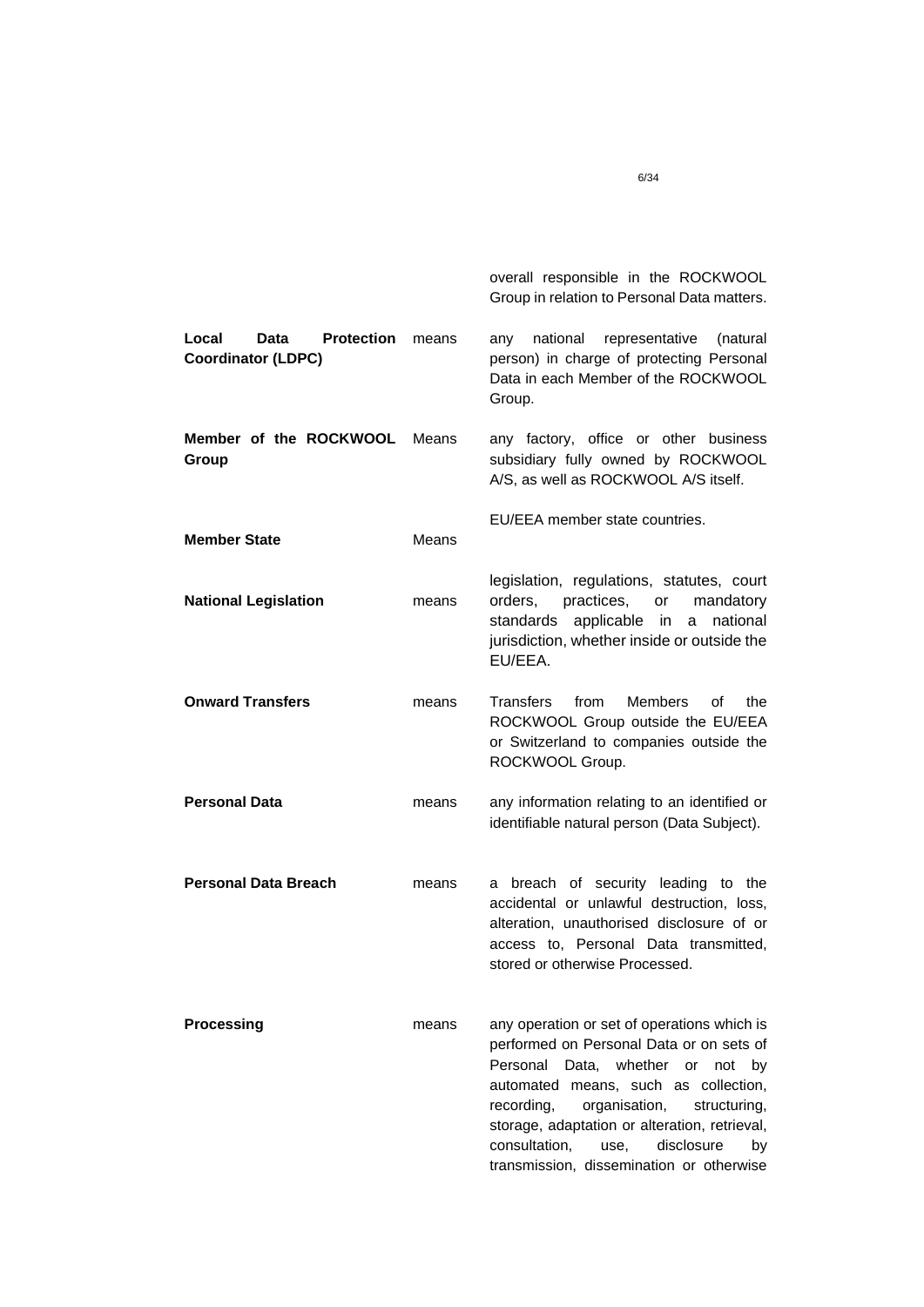| | | |
|---|---|---|
| | | overall responsible in the ROCKWOOL Group in relation to Personal Data matters. |
| **Local Data Protection Coordinator (LDPC)** | means | any national representative (natural person) in charge of protecting Personal Data in each Member of the ROCKWOOL Group. |
| **Member of the ROCKWOOL Group** | Means | any factory, office or other business subsidiary fully owned by ROCKWOOL A/S, as well as ROCKWOOL A/S itself. |
| **Member State** | Means | EU/EEA member state countries. |
| **National Legislation** | means | legislation, regulations, statutes, court orders, practices, or mandatory standards applicable in a national jurisdiction, whether inside or outside the EU/EEA. |
| **Onward Transfers** | means | Transfers from Members of the ROCKWOOL Group outside the EU/EEA or Switzerland to companies outside the ROCKWOOL Group. |
| **Personal Data** | means | any information relating to an identified or identifiable natural person (Data Subject). |
| **Personal Data Breach** | means | a breach of security leading to the accidental or unlawful destruction, loss, alteration, unauthorised disclosure of or access to, Personal Data transmitted, stored or otherwise Processed. |
| **Processing** | means | any operation or set of operations which is performed on Personal Data or on sets of Personal Data, whether or not by automated means, such as collection, recording, organisation, structuring, storage, adaptation or alteration, retrieval, consultation, use, disclosure by transmission, dissemination or otherwise |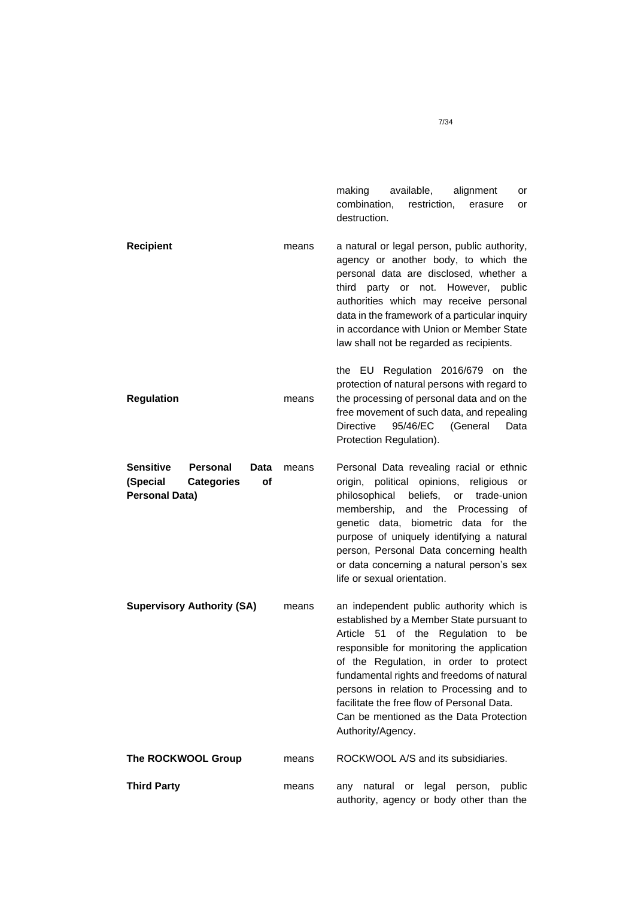| | | |
|---|---|---|
| | | making available, alignment or combination, restriction, erasure or destruction. |
| **Recipient** | means | a natural or legal person, public authority, agency or another body, to which the personal data are disclosed, whether a third party or not. However, public authorities which may receive personal data in the framework of a particular inquiry in accordance with Union or Member State law shall not be regarded as recipients. |
| **Regulation** | means | the EU Regulation 2016/679 on the protection of natural persons with regard to the processing of personal data and on the free movement of such data, and repealing Directive 95/46/EC (General Data Protection Regulation). |
| **Sensitive Personal Data (Special Categories of Personal Data)** | means | Personal Data revealing racial or ethnic origin, political opinions, religious or philosophical beliefs, or trade-union membership, and the Processing of genetic data, biometric data for the purpose of uniquely identifying a natural person, Personal Data concerning health or data concerning a natural person's sex life or sexual orientation. |
| **Supervisory Authority (SA)** | means | an independent public authority which is established by a Member State pursuant to Article 51 of the Regulation to be responsible for monitoring the application of the Regulation, in order to protect fundamental rights and freedoms of natural persons in relation to Processing and to facilitate the free flow of Personal Data. Can be mentioned as the Data Protection Authority/Agency. |
| **The ROCKWOOL Group** | means | ROCKWOOL A/S and its subsidiaries. |
| **Third Party** | means | any natural or legal person, public authority, agency or body other than the |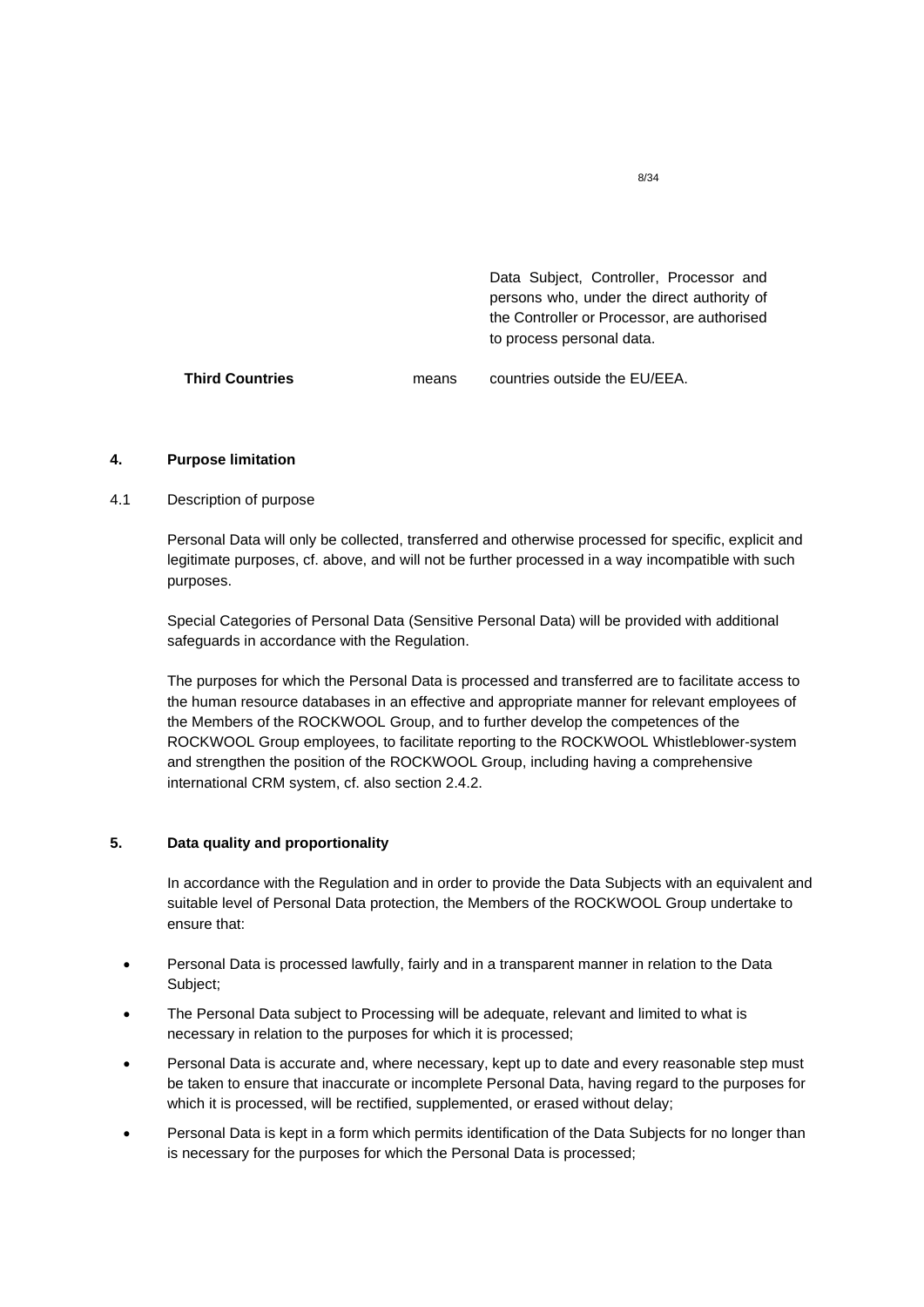| | | |
|---|---|---|
| | | Data Subject, Controller, Processor and persons who, under the direct authority of the Controller or Processor, are authorised to process personal data. |
| **Third Countries** | means | countries outside the EU/EEA. |

## 4. Purpose limitation

4.1 Description of purpose

Personal Data will only be collected, transferred and otherwise processed for specific, explicit and legitimate purposes, cf. above, and will not be further processed in a way incompatible with such purposes.

Special Categories of Personal Data (Sensitive Personal Data) will be provided with additional safeguards in accordance with the Regulation.

The purposes for which the Personal Data is processed and transferred are to facilitate access to the human resource databases in an effective and appropriate manner for relevant employees of the Members of the ROCKWOOL Group, and to further develop the competences of the ROCKWOOL Group employees, to facilitate reporting to the ROCKWOOL Whistleblower-system and strengthen the position of the ROCKWOOL Group, including having a comprehensive international CRM system, cf. also section 2.4.2.

## 5. Data quality and proportionality

In accordance with the Regulation and in order to provide the Data Subjects with an equivalent and suitable level of Personal Data protection, the Members of the ROCKWOOL Group undertake to ensure that:

- Personal Data is processed lawfully, fairly and in a transparent manner in relation to the Data Subject;
- The Personal Data subject to Processing will be adequate, relevant and limited to what is necessary in relation to the purposes for which it is processed;
- Personal Data is accurate and, where necessary, kept up to date and every reasonable step must be taken to ensure that inaccurate or incomplete Personal Data, having regard to the purposes for which it is processed, will be rectified, supplemented, or erased without delay;
- Personal Data is kept in a form which permits identification of the Data Subjects for no longer than is necessary for the purposes for which the Personal Data is processed;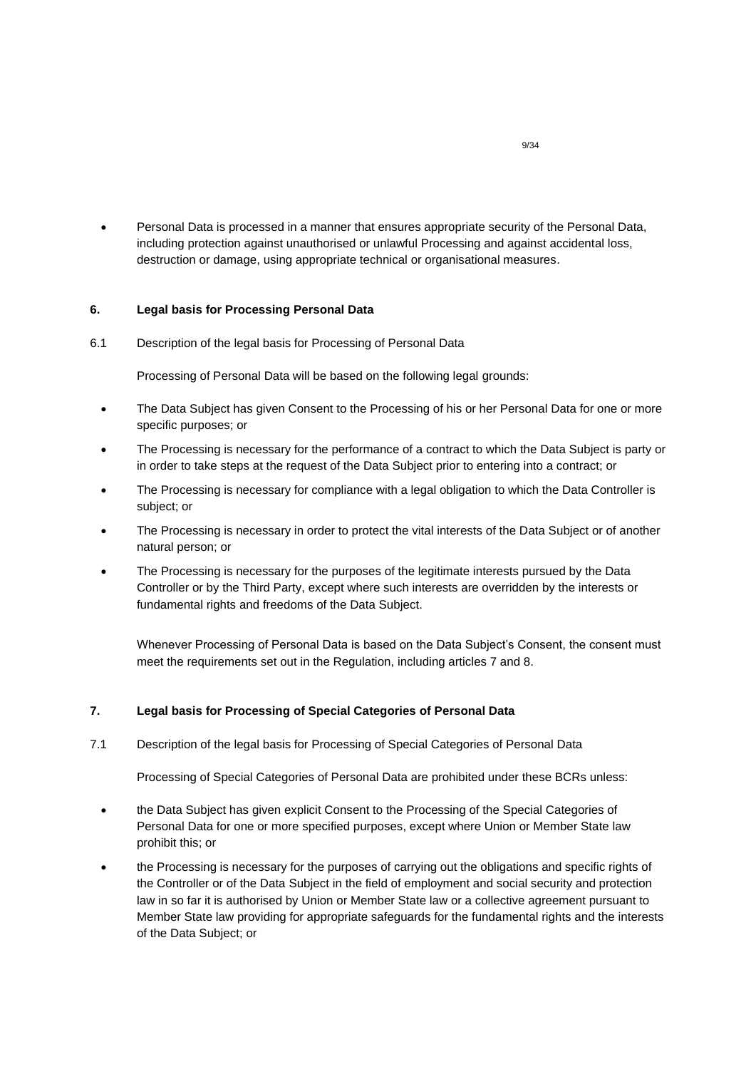- Personal Data is processed in a manner that ensures appropriate security of the Personal Data, including protection against unauthorised or unlawful Processing and against accidental loss, destruction or damage, using appropriate technical or organisational measures.

### 6. Legal basis for Processing Personal Data

6.1 Description of the legal basis for Processing of Personal Data

Processing of Personal Data will be based on the following legal grounds:

- The Data Subject has given Consent to the Processing of his or her Personal Data for one or more specific purposes; or
- The Processing is necessary for the performance of a contract to which the Data Subject is party or in order to take steps at the request of the Data Subject prior to entering into a contract; or
- The Processing is necessary for compliance with a legal obligation to which the Data Controller is subject; or
- The Processing is necessary in order to protect the vital interests of the Data Subject or of another natural person; or
- The Processing is necessary for the purposes of the legitimate interests pursued by the Data Controller or by the Third Party, except where such interests are overridden by the interests or fundamental rights and freedoms of the Data Subject.

Whenever Processing of Personal Data is based on the Data Subject's Consent, the consent must meet the requirements set out in the Regulation, including articles 7 and 8.

### 7. Legal basis for Processing of Special Categories of Personal Data

7.1 Description of the legal basis for Processing of Special Categories of Personal Data

Processing of Special Categories of Personal Data are prohibited under these BCRs unless:

- the Data Subject has given explicit Consent to the Processing of the Special Categories of Personal Data for one or more specified purposes, except where Union or Member State law prohibit this; or
- the Processing is necessary for the purposes of carrying out the obligations and specific rights of the Controller or of the Data Subject in the field of employment and social security and protection law in so far it is authorised by Union or Member State law or a collective agreement pursuant to Member State law providing for appropriate safeguards for the fundamental rights and the interests of the Data Subject; or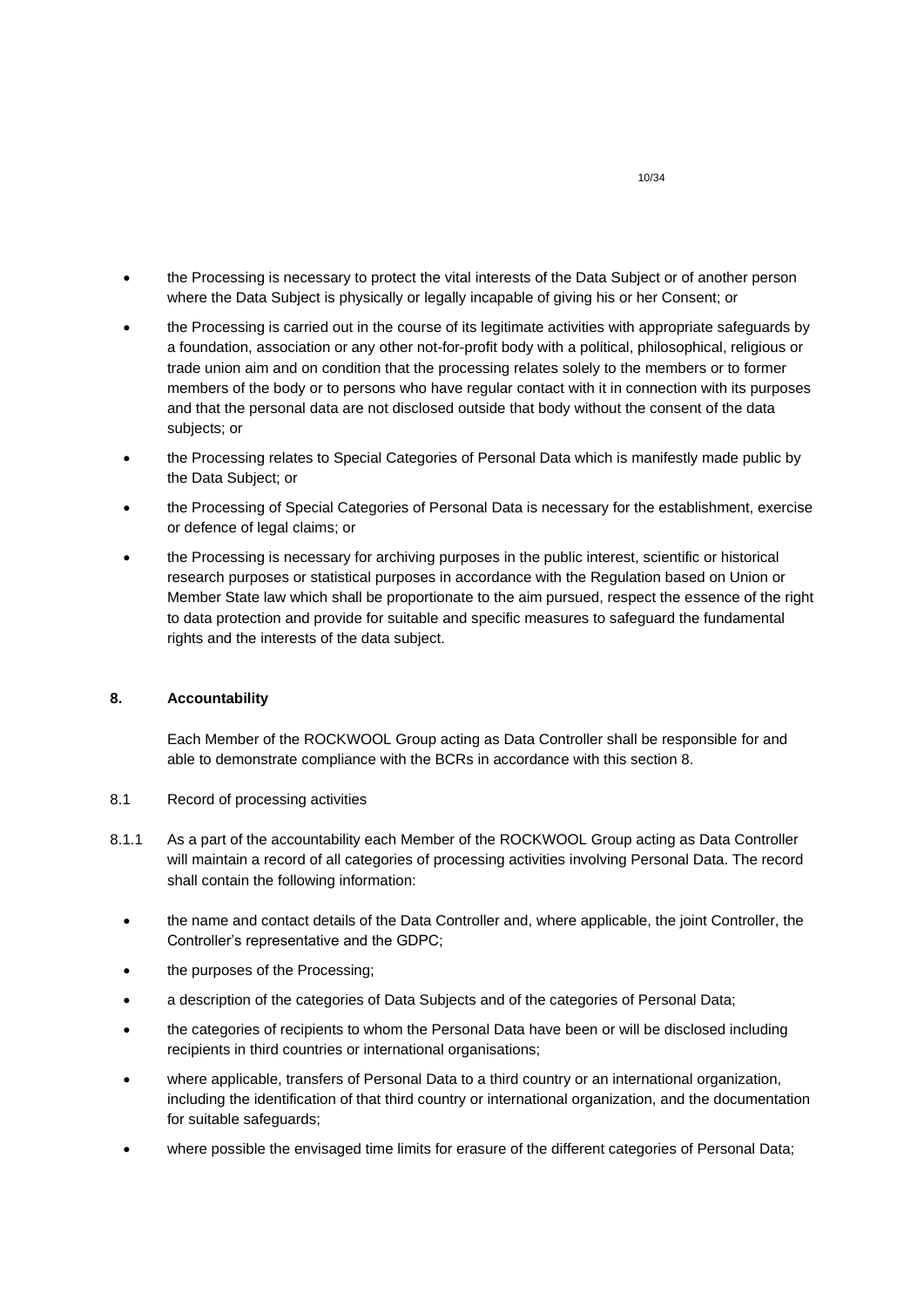- the Processing is necessary to protect the vital interests of the Data Subject or of another person where the Data Subject is physically or legally incapable of giving his or her Consent; or
- the Processing is carried out in the course of its legitimate activities with appropriate safeguards by a foundation, association or any other not-for-profit body with a political, philosophical, religious or trade union aim and on condition that the processing relates solely to the members or to former members of the body or to persons who have regular contact with it in connection with its purposes and that the personal data are not disclosed outside that body without the consent of the data subjects; or
- the Processing relates to Special Categories of Personal Data which is manifestly made public by the Data Subject; or
- the Processing of Special Categories of Personal Data is necessary for the establishment, exercise or defence of legal claims; or
- the Processing is necessary for archiving purposes in the public interest, scientific or historical research purposes or statistical purposes in accordance with the Regulation based on Union or Member State law which shall be proportionate to the aim pursued, respect the essence of the right to data protection and provide for suitable and specific measures to safeguard the fundamental rights and the interests of the data subject.

## 8. Accountability

Each Member of the ROCKWOOL Group acting as Data Controller shall be responsible for and able to demonstrate compliance with the BCRs in accordance with this section 8.

8.1 Record of processing activities

8.1.1 As a part of the accountability each Member of the ROCKWOOL Group acting as Data Controller will maintain a record of all categories of processing activities involving Personal Data. The record shall contain the following information:

- the name and contact details of the Data Controller and, where applicable, the joint Controller, the Controller's representative and the GDPC;
- the purposes of the Processing;
- a description of the categories of Data Subjects and of the categories of Personal Data;
- the categories of recipients to whom the Personal Data have been or will be disclosed including recipients in third countries or international organisations;
- where applicable, transfers of Personal Data to a third country or an international organization, including the identification of that third country or international organization, and the documentation for suitable safeguards;
- where possible the envisaged time limits for erasure of the different categories of Personal Data;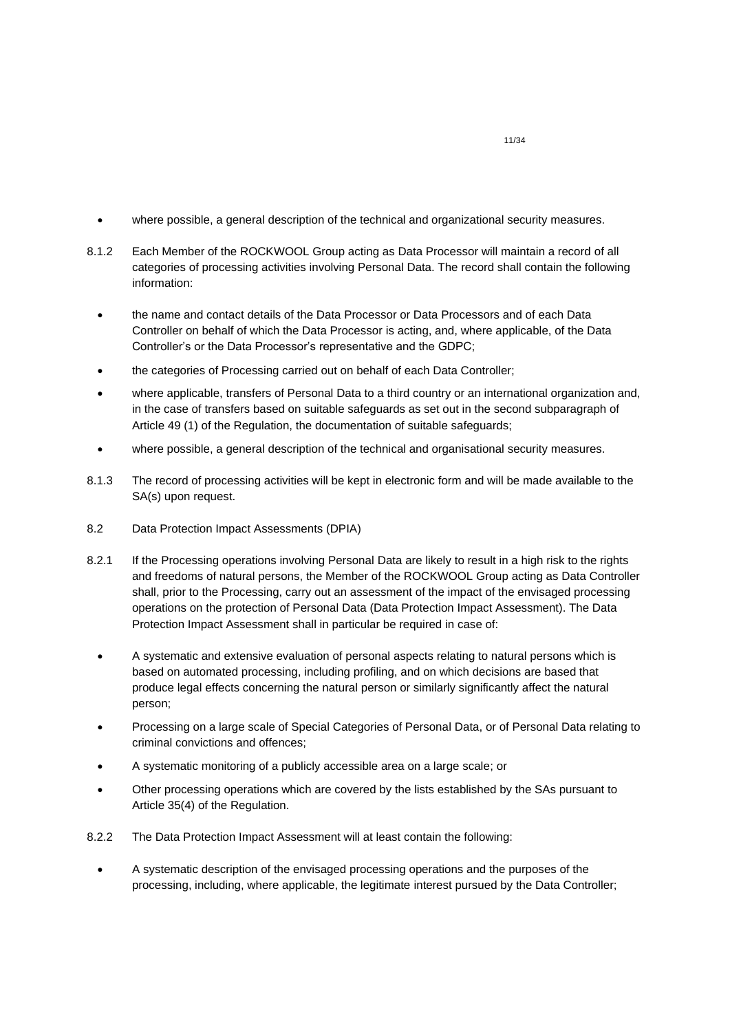- where possible, a general description of the technical and organizational security measures.

8.1.2 Each Member of the ROCKWOOL Group acting as Data Processor will maintain a record of all categories of processing activities involving Personal Data. The record shall contain the following information:

- the name and contact details of the Data Processor or Data Processors and of each Data Controller on behalf of which the Data Processor is acting, and, where applicable, of the Data Controller's or the Data Processor's representative and the GDPC;
- the categories of Processing carried out on behalf of each Data Controller;
- where applicable, transfers of Personal Data to a third country or an international organization and, in the case of transfers based on suitable safeguards as set out in the second subparagraph of Article 49 (1) of the Regulation, the documentation of suitable safeguards;
- where possible, a general description of the technical and organisational security measures.

8.1.3 The record of processing activities will be kept in electronic form and will be made available to the SA(s) upon request.

8.2 Data Protection Impact Assessments (DPIA)

8.2.1 If the Processing operations involving Personal Data are likely to result in a high risk to the rights and freedoms of natural persons, the Member of the ROCKWOOL Group acting as Data Controller shall, prior to the Processing, carry out an assessment of the impact of the envisaged processing operations on the protection of Personal Data (Data Protection Impact Assessment). The Data Protection Impact Assessment shall in particular be required in case of:

- A systematic and extensive evaluation of personal aspects relating to natural persons which is based on automated processing, including profiling, and on which decisions are based that produce legal effects concerning the natural person or similarly significantly affect the natural person;
- Processing on a large scale of Special Categories of Personal Data, or of Personal Data relating to criminal convictions and offences;
- A systematic monitoring of a publicly accessible area on a large scale; or
- Other processing operations which are covered by the lists established by the SAs pursuant to Article 35(4) of the Regulation.

8.2.2 The Data Protection Impact Assessment will at least contain the following:

- A systematic description of the envisaged processing operations and the purposes of the processing, including, where applicable, the legitimate interest pursued by the Data Controller;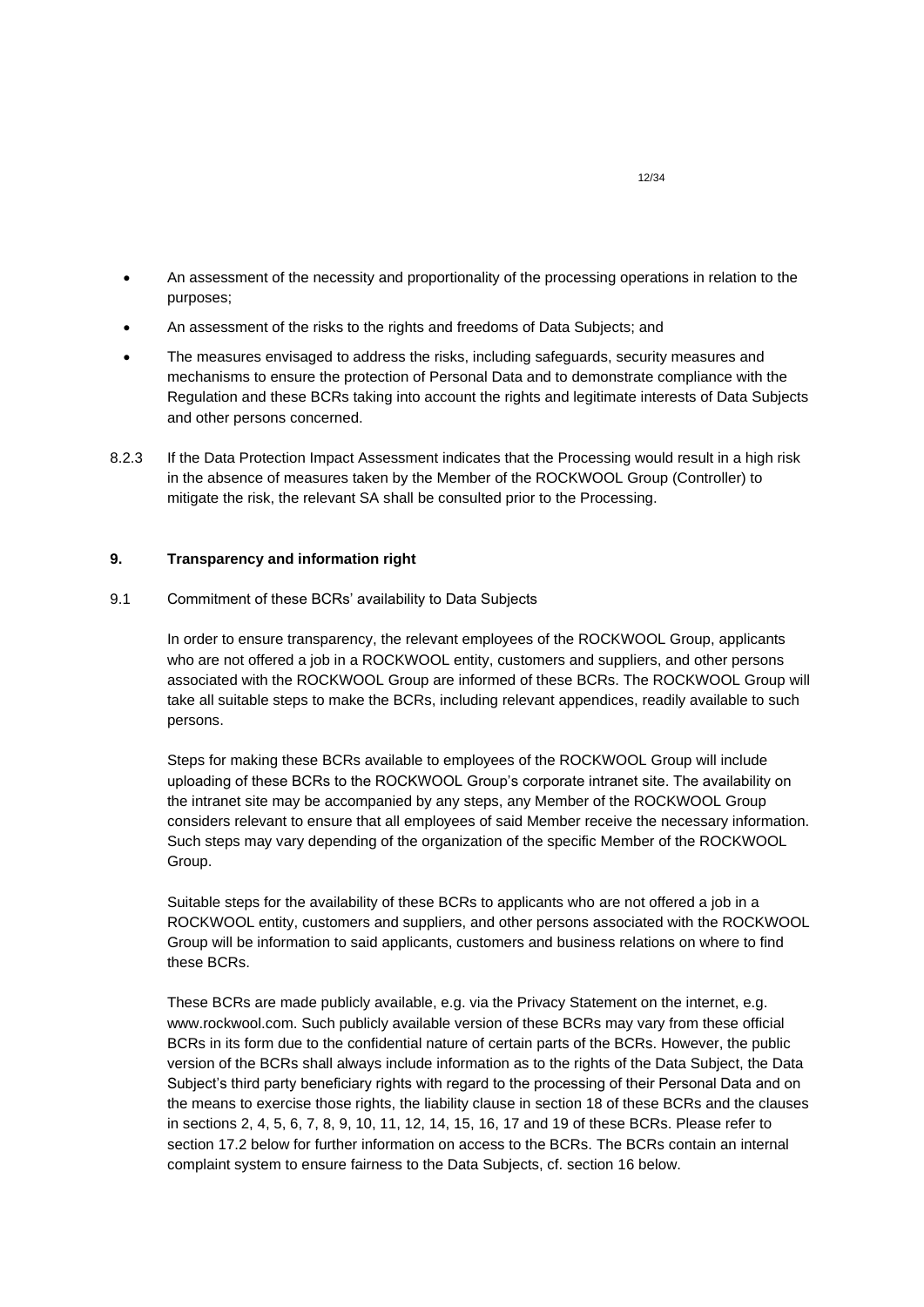- An assessment of the necessity and proportionality of the processing operations in relation to the purposes;
- An assessment of the risks to the rights and freedoms of Data Subjects; and
- The measures envisaged to address the risks, including safeguards, security measures and mechanisms to ensure the protection of Personal Data and to demonstrate compliance with the Regulation and these BCRs taking into account the rights and legitimate interests of Data Subjects and other persons concerned.

8.2.3 If the Data Protection Impact Assessment indicates that the Processing would result in a high risk in the absence of measures taken by the Member of the ROCKWOOL Group (Controller) to mitigate the risk, the relevant SA shall be consulted prior to the Processing.

## 9. Transparency and information right

9.1 Commitment of these BCRs' availability to Data Subjects

In order to ensure transparency, the relevant employees of the ROCKWOOL Group, applicants who are not offered a job in a ROCKWOOL entity, customers and suppliers, and other persons associated with the ROCKWOOL Group are informed of these BCRs. The ROCKWOOL Group will take all suitable steps to make the BCRs, including relevant appendices, readily available to such persons.

Steps for making these BCRs available to employees of the ROCKWOOL Group will include uploading of these BCRs to the ROCKWOOL Group's corporate intranet site. The availability on the intranet site may be accompanied by any steps, any Member of the ROCKWOOL Group considers relevant to ensure that all employees of said Member receive the necessary information. Such steps may vary depending of the organization of the specific Member of the ROCKWOOL Group.

Suitable steps for the availability of these BCRs to applicants who are not offered a job in a ROCKWOOL entity, customers and suppliers, and other persons associated with the ROCKWOOL Group will be information to said applicants, customers and business relations on where to find these BCRs.

These BCRs are made publicly available, e.g. via the Privacy Statement on the internet, e.g. www.rockwool.com. Such publicly available version of these BCRs may vary from these official BCRs in its form due to the confidential nature of certain parts of the BCRs. However, the public version of the BCRs shall always include information as to the rights of the Data Subject, the Data Subject's third party beneficiary rights with regard to the processing of their Personal Data and on the means to exercise those rights, the liability clause in section 18 of these BCRs and the clauses in sections 2, 4, 5, 6, 7, 8, 9, 10, 11, 12, 14, 15, 16, 17 and 19 of these BCRs. Please refer to section 17.2 below for further information on access to the BCRs. The BCRs contain an internal complaint system to ensure fairness to the Data Subjects, cf. section 16 below.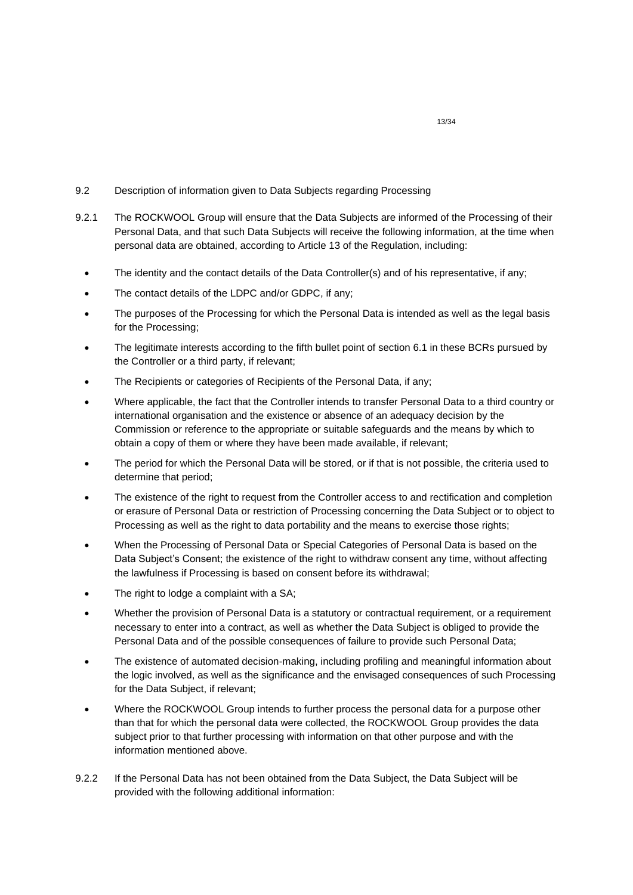## 9.2 Description of information given to Data Subjects regarding Processing

9.2.1 The ROCKWOOL Group will ensure that the Data Subjects are informed of the Processing of their Personal Data, and that such Data Subjects will receive the following information, at the time when personal data are obtained, according to Article 13 of the Regulation, including:

- The identity and the contact details of the Data Controller(s) and of his representative, if any;
- The contact details of the LDPC and/or GDPC, if any;
- The purposes of the Processing for which the Personal Data is intended as well as the legal basis for the Processing;
- The legitimate interests according to the fifth bullet point of section 6.1 in these BCRs pursued by the Controller or a third party, if relevant;
- The Recipients or categories of Recipients of the Personal Data, if any;
- Where applicable, the fact that the Controller intends to transfer Personal Data to a third country or international organisation and the existence or absence of an adequacy decision by the Commission or reference to the appropriate or suitable safeguards and the means by which to obtain a copy of them or where they have been made available, if relevant;
- The period for which the Personal Data will be stored, or if that is not possible, the criteria used to determine that period;
- The existence of the right to request from the Controller access to and rectification and completion or erasure of Personal Data or restriction of Processing concerning the Data Subject or to object to Processing as well as the right to data portability and the means to exercise those rights;
- When the Processing of Personal Data or Special Categories of Personal Data is based on the Data Subject's Consent; the existence of the right to withdraw consent any time, without affecting the lawfulness if Processing is based on consent before its withdrawal;
- The right to lodge a complaint with a SA;
- Whether the provision of Personal Data is a statutory or contractual requirement, or a requirement necessary to enter into a contract, as well as whether the Data Subject is obliged to provide the Personal Data and of the possible consequences of failure to provide such Personal Data;
- The existence of automated decision-making, including profiling and meaningful information about the logic involved, as well as the significance and the envisaged consequences of such Processing for the Data Subject, if relevant;
- Where the ROCKWOOL Group intends to further process the personal data for a purpose other than that for which the personal data were collected, the ROCKWOOL Group provides the data subject prior to that further processing with information on that other purpose and with the information mentioned above.

9.2.2 If the Personal Data has not been obtained from the Data Subject, the Data Subject will be provided with the following additional information: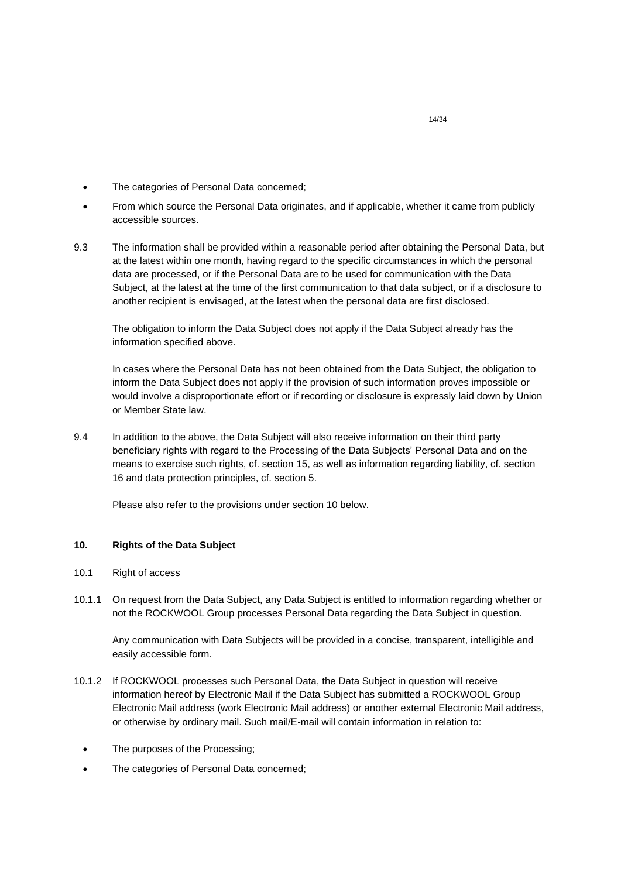- The categories of Personal Data concerned;
- From which source the Personal Data originates, and if applicable, whether it came from publicly accessible sources.

9.3 The information shall be provided within a reasonable period after obtaining the Personal Data, but at the latest within one month, having regard to the specific circumstances in which the personal data are processed, or if the Personal Data are to be used for communication with the Data Subject, at the latest at the time of the first communication to that data subject, or if a disclosure to another recipient is envisaged, at the latest when the personal data are first disclosed.

The obligation to inform the Data Subject does not apply if the Data Subject already has the information specified above.

In cases where the Personal Data has not been obtained from the Data Subject, the obligation to inform the Data Subject does not apply if the provision of such information proves impossible or would involve a disproportionate effort or if recording or disclosure is expressly laid down by Union or Member State law.

9.4 In addition to the above, the Data Subject will also receive information on their third party beneficiary rights with regard to the Processing of the Data Subjects' Personal Data and on the means to exercise such rights, cf. section 15, as well as information regarding liability, cf. section 16 and data protection principles, cf. section 5.

Please also refer to the provisions under section 10 below.

## 10. Rights of the Data Subject

10.1 Right of access

10.1.1 On request from the Data Subject, any Data Subject is entitled to information regarding whether or not the ROCKWOOL Group processes Personal Data regarding the Data Subject in question.

Any communication with Data Subjects will be provided in a concise, transparent, intelligible and easily accessible form.

10.1.2 If ROCKWOOL processes such Personal Data, the Data Subject in question will receive information hereof by Electronic Mail if the Data Subject has submitted a ROCKWOOL Group Electronic Mail address (work Electronic Mail address) or another external Electronic Mail address, or otherwise by ordinary mail. Such mail/E-mail will contain information in relation to:

- The purposes of the Processing;
- The categories of Personal Data concerned;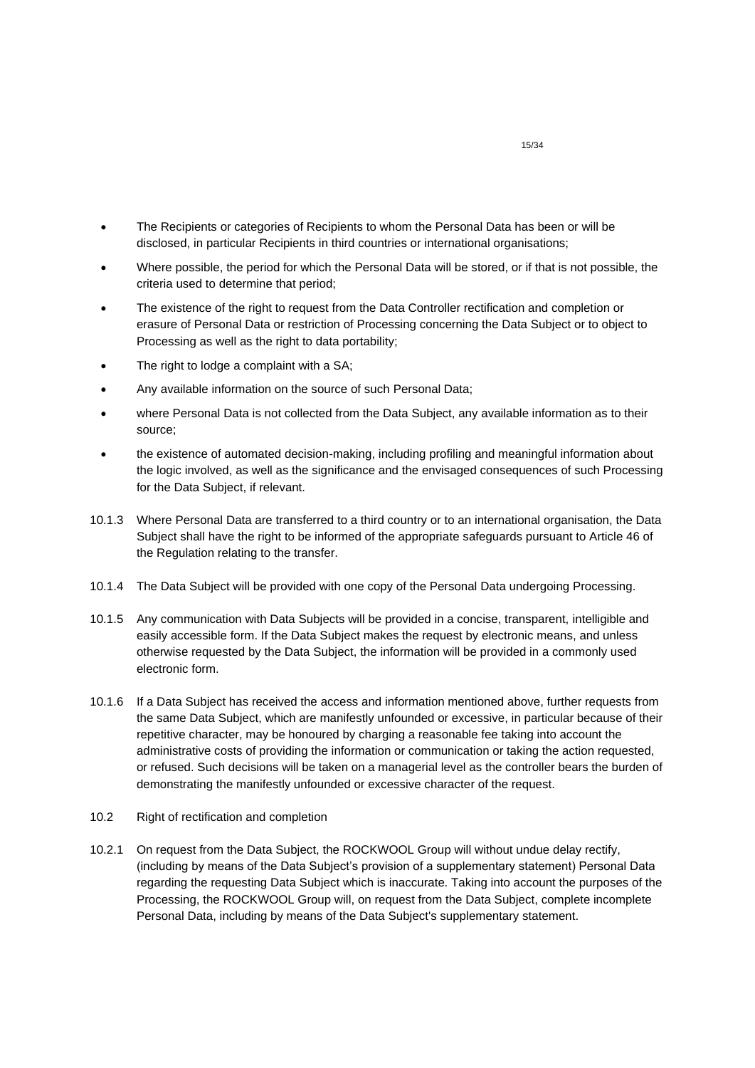- The Recipients or categories of Recipients to whom the Personal Data has been or will be disclosed, in particular Recipients in third countries or international organisations;
- Where possible, the period for which the Personal Data will be stored, or if that is not possible, the criteria used to determine that period;
- The existence of the right to request from the Data Controller rectification and completion or erasure of Personal Data or restriction of Processing concerning the Data Subject or to object to Processing as well as the right to data portability;
- The right to lodge a complaint with a SA;
- Any available information on the source of such Personal Data;
- where Personal Data is not collected from the Data Subject, any available information as to their source;
- the existence of automated decision-making, including profiling and meaningful information about the logic involved, as well as the significance and the envisaged consequences of such Processing for the Data Subject, if relevant.

10.1.3 Where Personal Data are transferred to a third country or to an international organisation, the Data Subject shall have the right to be informed of the appropriate safeguards pursuant to Article 46 of the Regulation relating to the transfer.

10.1.4 The Data Subject will be provided with one copy of the Personal Data undergoing Processing.

10.1.5 Any communication with Data Subjects will be provided in a concise, transparent, intelligible and easily accessible form. If the Data Subject makes the request by electronic means, and unless otherwise requested by the Data Subject, the information will be provided in a commonly used electronic form.

10.1.6 If a Data Subject has received the access and information mentioned above, further requests from the same Data Subject, which are manifestly unfounded or excessive, in particular because of their repetitive character, may be honoured by charging a reasonable fee taking into account the administrative costs of providing the information or communication or taking the action requested, or refused. Such decisions will be taken on a managerial level as the controller bears the burden of demonstrating the manifestly unfounded or excessive character of the request.

10.2 Right of rectification and completion

10.2.1 On request from the Data Subject, the ROCKWOOL Group will without undue delay rectify, (including by means of the Data Subject's provision of a supplementary statement) Personal Data regarding the requesting Data Subject which is inaccurate. Taking into account the purposes of the Processing, the ROCKWOOL Group will, on request from the Data Subject, complete incomplete Personal Data, including by means of the Data Subject's supplementary statement.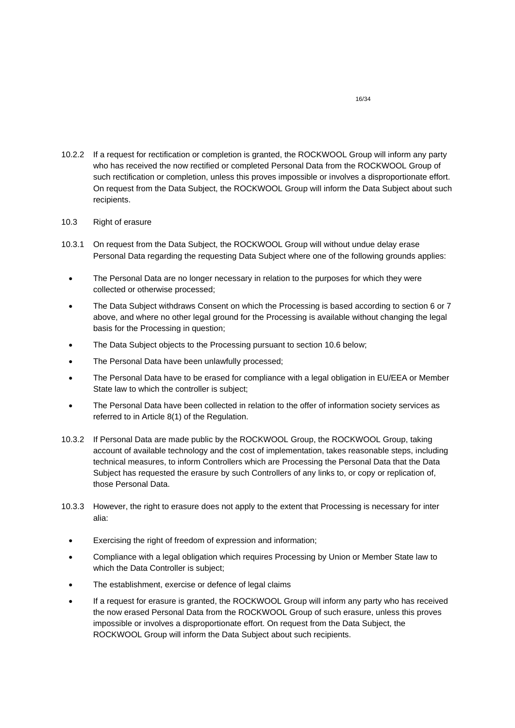10.2.2 If a request for rectification or completion is granted, the ROCKWOOL Group will inform any party who has received the now rectified or completed Personal Data from the ROCKWOOL Group of such rectification or completion, unless this proves impossible or involves a disproportionate effort. On request from the Data Subject, the ROCKWOOL Group will inform the Data Subject about such recipients.

10.3 Right of erasure

10.3.1 On request from the Data Subject, the ROCKWOOL Group will without undue delay erase Personal Data regarding the requesting Data Subject where one of the following grounds applies:

- The Personal Data are no longer necessary in relation to the purposes for which they were collected or otherwise processed;
- The Data Subject withdraws Consent on which the Processing is based according to section 6 or 7 above, and where no other legal ground for the Processing is available without changing the legal basis for the Processing in question;
- The Data Subject objects to the Processing pursuant to section 10.6 below;
- The Personal Data have been unlawfully processed;
- The Personal Data have to be erased for compliance with a legal obligation in EU/EEA or Member State law to which the controller is subject;
- The Personal Data have been collected in relation to the offer of information society services as referred to in Article 8(1) of the Regulation.

10.3.2 If Personal Data are made public by the ROCKWOOL Group, the ROCKWOOL Group, taking account of available technology and the cost of implementation, takes reasonable steps, including technical measures, to inform Controllers which are Processing the Personal Data that the Data Subject has requested the erasure by such Controllers of any links to, or copy or replication of, those Personal Data.

10.3.3 However, the right to erasure does not apply to the extent that Processing is necessary for inter alia:

- Exercising the right of freedom of expression and information;
- Compliance with a legal obligation which requires Processing by Union or Member State law to which the Data Controller is subject;
- The establishment, exercise or defence of legal claims
- If a request for erasure is granted, the ROCKWOOL Group will inform any party who has received the now erased Personal Data from the ROCKWOOL Group of such erasure, unless this proves impossible or involves a disproportionate effort. On request from the Data Subject, the ROCKWOOL Group will inform the Data Subject about such recipients.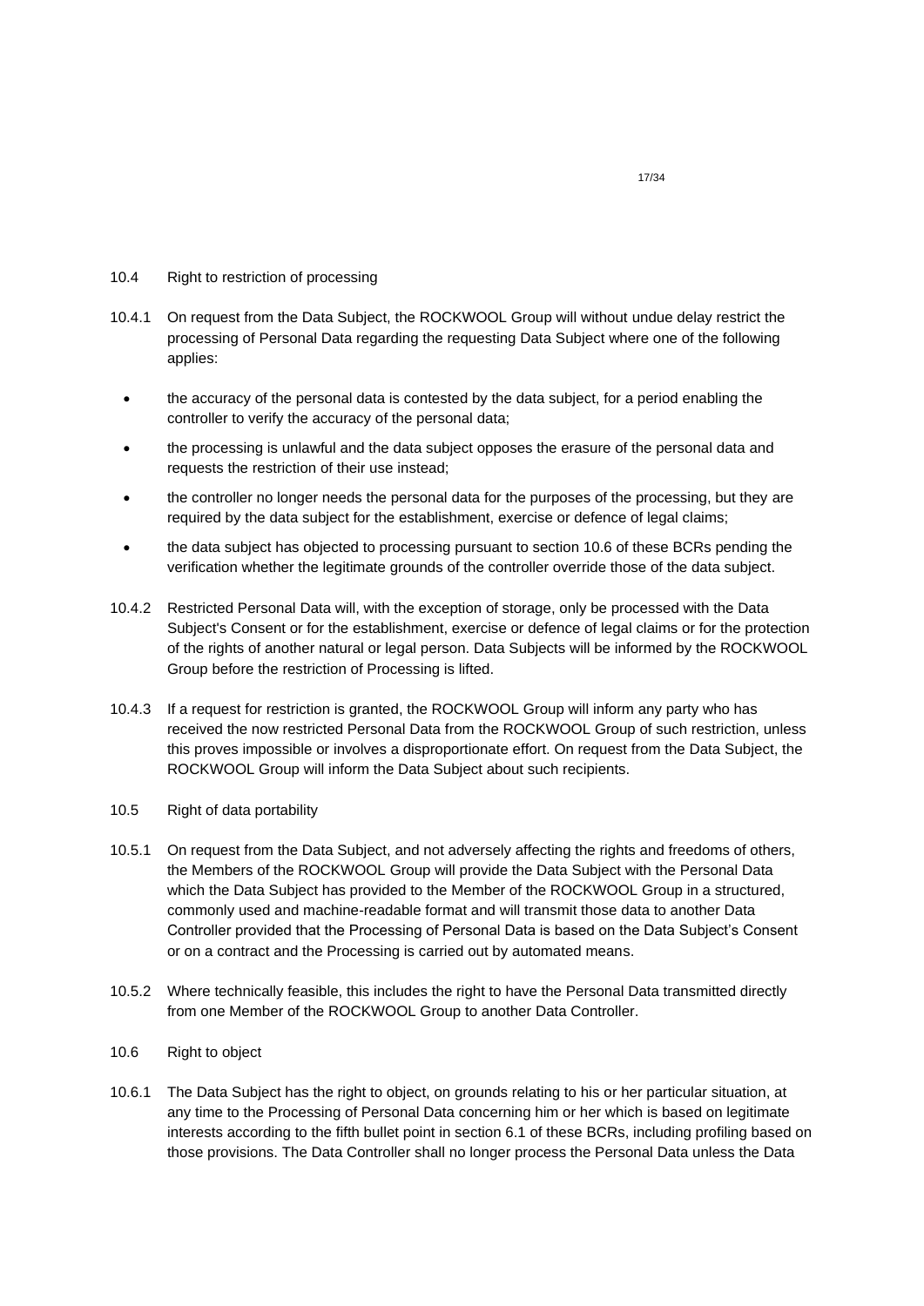10.4 Right to restriction of processing

10.4.1 On request from the Data Subject, the ROCKWOOL Group will without undue delay restrict the processing of Personal Data regarding the requesting Data Subject where one of the following applies:

- the accuracy of the personal data is contested by the data subject, for a period enabling the controller to verify the accuracy of the personal data;
- the processing is unlawful and the data subject opposes the erasure of the personal data and requests the restriction of their use instead;
- the controller no longer needs the personal data for the purposes of the processing, but they are required by the data subject for the establishment, exercise or defence of legal claims;
- the data subject has objected to processing pursuant to section 10.6 of these BCRs pending the verification whether the legitimate grounds of the controller override those of the data subject.

10.4.2 Restricted Personal Data will, with the exception of storage, only be processed with the Data Subject's Consent or for the establishment, exercise or defence of legal claims or for the protection of the rights of another natural or legal person. Data Subjects will be informed by the ROCKWOOL Group before the restriction of Processing is lifted.

10.4.3 If a request for restriction is granted, the ROCKWOOL Group will inform any party who has received the now restricted Personal Data from the ROCKWOOL Group of such restriction, unless this proves impossible or involves a disproportionate effort. On request from the Data Subject, the ROCKWOOL Group will inform the Data Subject about such recipients.

10.5 Right of data portability

10.5.1 On request from the Data Subject, and not adversely affecting the rights and freedoms of others, the Members of the ROCKWOOL Group will provide the Data Subject with the Personal Data which the Data Subject has provided to the Member of the ROCKWOOL Group in a structured, commonly used and machine-readable format and will transmit those data to another Data Controller provided that the Processing of Personal Data is based on the Data Subject's Consent or on a contract and the Processing is carried out by automated means.

10.5.2 Where technically feasible, this includes the right to have the Personal Data transmitted directly from one Member of the ROCKWOOL Group to another Data Controller.

10.6 Right to object

10.6.1 The Data Subject has the right to object, on grounds relating to his or her particular situation, at any time to the Processing of Personal Data concerning him or her which is based on legitimate interests according to the fifth bullet point in section 6.1 of these BCRs, including profiling based on those provisions. The Data Controller shall no longer process the Personal Data unless the Data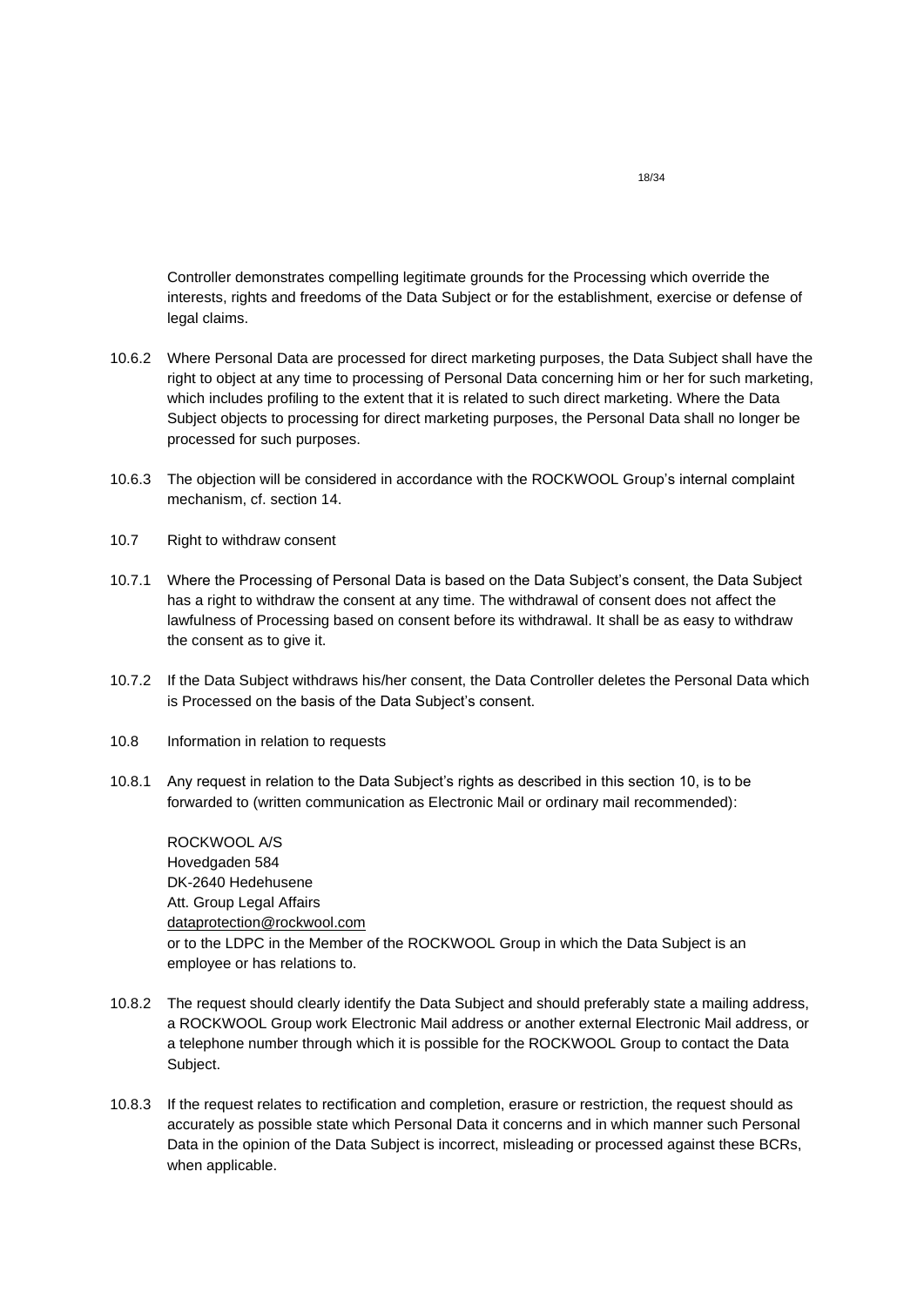Controller demonstrates compelling legitimate grounds for the Processing which override the interests, rights and freedoms of the Data Subject or for the establishment, exercise or defense of legal claims.

10.6.2 Where Personal Data are processed for direct marketing purposes, the Data Subject shall have the right to object at any time to processing of Personal Data concerning him or her for such marketing, which includes profiling to the extent that it is related to such direct marketing. Where the Data Subject objects to processing for direct marketing purposes, the Personal Data shall no longer be processed for such purposes.

10.6.3 The objection will be considered in accordance with the ROCKWOOL Group's internal complaint mechanism, cf. section 14.

10.7 Right to withdraw consent

10.7.1 Where the Processing of Personal Data is based on the Data Subject's consent, the Data Subject has a right to withdraw the consent at any time. The withdrawal of consent does not affect the lawfulness of Processing based on consent before its withdrawal. It shall be as easy to withdraw the consent as to give it.

10.7.2 If the Data Subject withdraws his/her consent, the Data Controller deletes the Personal Data which is Processed on the basis of the Data Subject's consent.

10.8 Information in relation to requests

10.8.1 Any request in relation to the Data Subject's rights as described in this section 10, is to be forwarded to (written communication as Electronic Mail or ordinary mail recommended):

ROCKWOOL A/S
Hovedgaden 584
DK-2640 Hedehusene
Att. Group Legal Affairs
dataprotection@rockwool.com
or to the LDPC in the Member of the ROCKWOOL Group in which the Data Subject is an employee or has relations to.

10.8.2 The request should clearly identify the Data Subject and should preferably state a mailing address, a ROCKWOOL Group work Electronic Mail address or another external Electronic Mail address, or a telephone number through which it is possible for the ROCKWOOL Group to contact the Data Subject.

10.8.3 If the request relates to rectification and completion, erasure or restriction, the request should as accurately as possible state which Personal Data it concerns and in which manner such Personal Data in the opinion of the Data Subject is incorrect, misleading or processed against these BCRs, when applicable.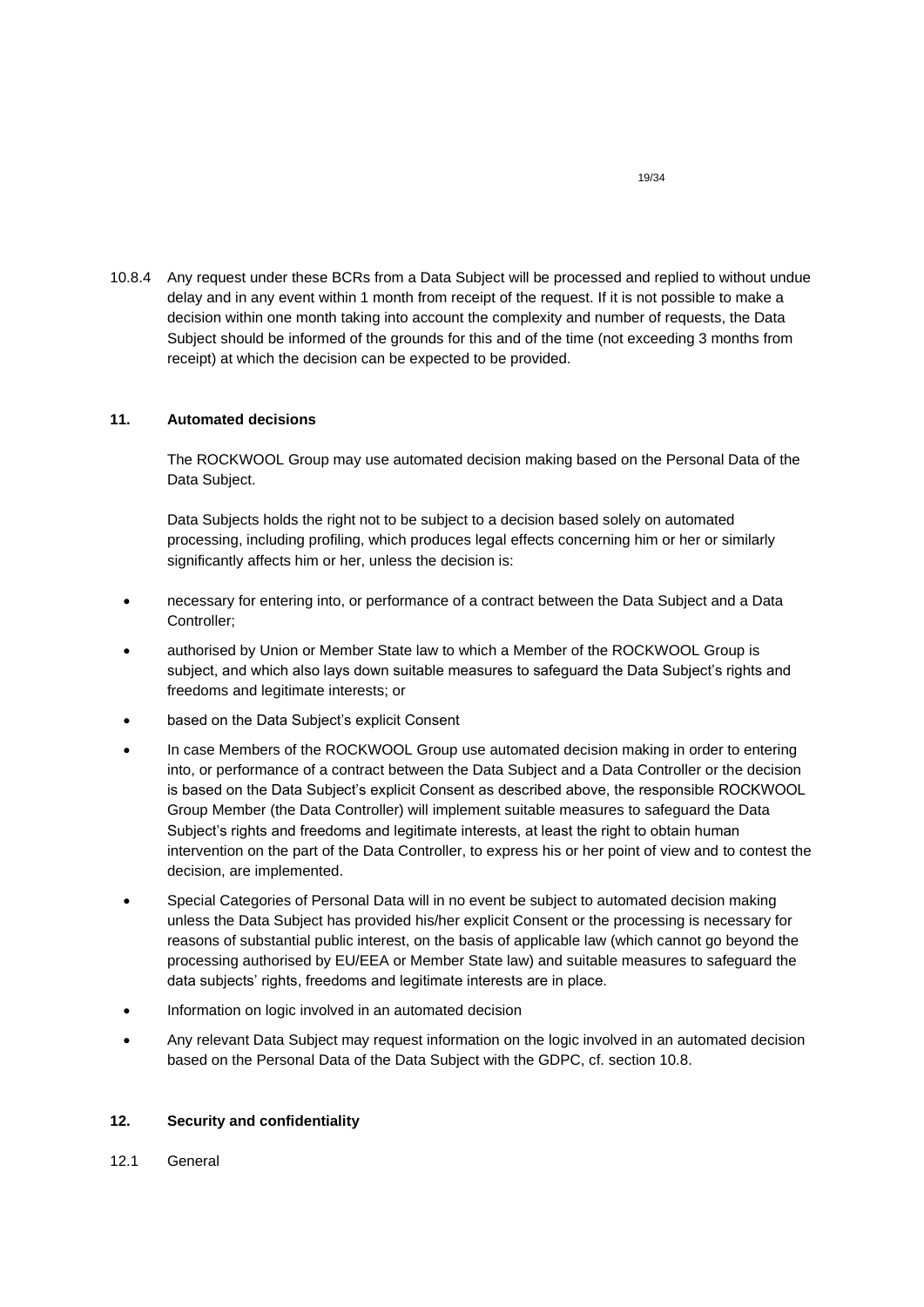10.8.4 Any request under these BCRs from a Data Subject will be processed and replied to without undue delay and in any event within 1 month from receipt of the request. If it is not possible to make a decision within one month taking into account the complexity and number of requests, the Data Subject should be informed of the grounds for this and of the time (not exceeding 3 months from receipt) at which the decision can be expected to be provided.

## 11. Automated decisions

The ROCKWOOL Group may use automated decision making based on the Personal Data of the Data Subject.

Data Subjects holds the right not to be subject to a decision based solely on automated processing, including profiling, which produces legal effects concerning him or her or similarly significantly affects him or her, unless the decision is:

- necessary for entering into, or performance of a contract between the Data Subject and a Data Controller;
- authorised by Union or Member State law to which a Member of the ROCKWOOL Group is subject, and which also lays down suitable measures to safeguard the Data Subject's rights and freedoms and legitimate interests; or
- based on the Data Subject's explicit Consent
- In case Members of the ROCKWOOL Group use automated decision making in order to entering into, or performance of a contract between the Data Subject and a Data Controller or the decision is based on the Data Subject's explicit Consent as described above, the responsible ROCKWOOL Group Member (the Data Controller) will implement suitable measures to safeguard the Data Subject's rights and freedoms and legitimate interests, at least the right to obtain human intervention on the part of the Data Controller, to express his or her point of view and to contest the decision, are implemented.
- Special Categories of Personal Data will in no event be subject to automated decision making unless the Data Subject has provided his/her explicit Consent or the processing is necessary for reasons of substantial public interest, on the basis of applicable law (which cannot go beyond the processing authorised by EU/EEA or Member State law) and suitable measures to safeguard the data subjects' rights, freedoms and legitimate interests are in place.
- Information on logic involved in an automated decision
- Any relevant Data Subject may request information on the logic involved in an automated decision based on the Personal Data of the Data Subject with the GDPC, cf. section 10.8.

## 12. Security and confidentiality

12.1 General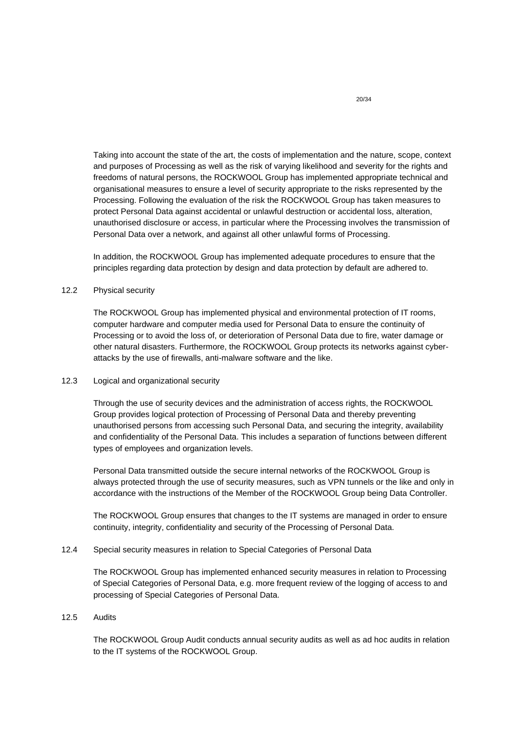Taking into account the state of the art, the costs of implementation and the nature, scope, context and purposes of Processing as well as the risk of varying likelihood and severity for the rights and freedoms of natural persons, the ROCKWOOL Group has implemented appropriate technical and organisational measures to ensure a level of security appropriate to the risks represented by the Processing. Following the evaluation of the risk the ROCKWOOL Group has taken measures to protect Personal Data against accidental or unlawful destruction or accidental loss, alteration, unauthorised disclosure or access, in particular where the Processing involves the transmission of Personal Data over a network, and against all other unlawful forms of Processing.

In addition, the ROCKWOOL Group has implemented adequate procedures to ensure that the principles regarding data protection by design and data protection by default are adhered to.

### 12.2 Physical security

The ROCKWOOL Group has implemented physical and environmental protection of IT rooms, computer hardware and computer media used for Personal Data to ensure the continuity of Processing or to avoid the loss of, or deterioration of Personal Data due to fire, water damage or other natural disasters. Furthermore, the ROCKWOOL Group protects its networks against cyber-attacks by the use of firewalls, anti-malware software and the like.

### 12.3 Logical and organizational security

Through the use of security devices and the administration of access rights, the ROCKWOOL Group provides logical protection of Processing of Personal Data and thereby preventing unauthorised persons from accessing such Personal Data, and securing the integrity, availability and confidentiality of the Personal Data. This includes a separation of functions between different types of employees and organization levels.

Personal Data transmitted outside the secure internal networks of the ROCKWOOL Group is always protected through the use of security measures, such as VPN tunnels or the like and only in accordance with the instructions of the Member of the ROCKWOOL Group being Data Controller.

The ROCKWOOL Group ensures that changes to the IT systems are managed in order to ensure continuity, integrity, confidentiality and security of the Processing of Personal Data.

### 12.4 Special security measures in relation to Special Categories of Personal Data

The ROCKWOOL Group has implemented enhanced security measures in relation to Processing of Special Categories of Personal Data, e.g. more frequent review of the logging of access to and processing of Special Categories of Personal Data.

### 12.5 Audits

The ROCKWOOL Group Audit conducts annual security audits as well as ad hoc audits in relation to the IT systems of the ROCKWOOL Group.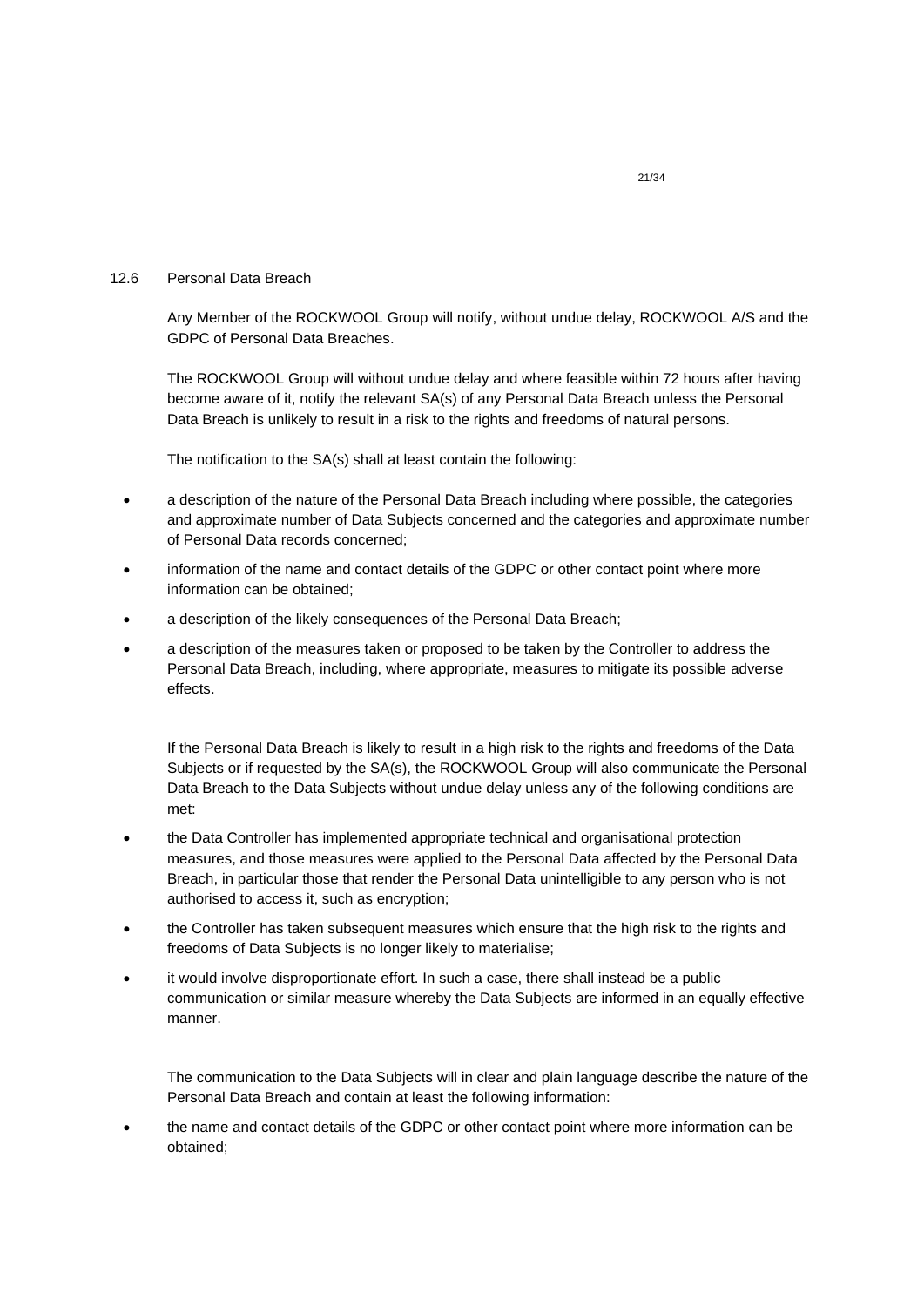## 12.6 Personal Data Breach

Any Member of the ROCKWOOL Group will notify, without undue delay, ROCKWOOL A/S and the GDPC of Personal Data Breaches.

The ROCKWOOL Group will without undue delay and where feasible within 72 hours after having become aware of it, notify the relevant SA(s) of any Personal Data Breach unless the Personal Data Breach is unlikely to result in a risk to the rights and freedoms of natural persons.

The notification to the SA(s) shall at least contain the following:

- a description of the nature of the Personal Data Breach including where possible, the categories and approximate number of Data Subjects concerned and the categories and approximate number of Personal Data records concerned;
- information of the name and contact details of the GDPC or other contact point where more information can be obtained;
- a description of the likely consequences of the Personal Data Breach;
- a description of the measures taken or proposed to be taken by the Controller to address the Personal Data Breach, including, where appropriate, measures to mitigate its possible adverse effects.

If the Personal Data Breach is likely to result in a high risk to the rights and freedoms of the Data Subjects or if requested by the SA(s), the ROCKWOOL Group will also communicate the Personal Data Breach to the Data Subjects without undue delay unless any of the following conditions are met:

- the Data Controller has implemented appropriate technical and organisational protection measures, and those measures were applied to the Personal Data affected by the Personal Data Breach, in particular those that render the Personal Data unintelligible to any person who is not authorised to access it, such as encryption;
- the Controller has taken subsequent measures which ensure that the high risk to the rights and freedoms of Data Subjects is no longer likely to materialise;
- it would involve disproportionate effort. In such a case, there shall instead be a public communication or similar measure whereby the Data Subjects are informed in an equally effective manner.

The communication to the Data Subjects will in clear and plain language describe the nature of the Personal Data Breach and contain at least the following information:

- the name and contact details of the GDPC or other contact point where more information can be obtained;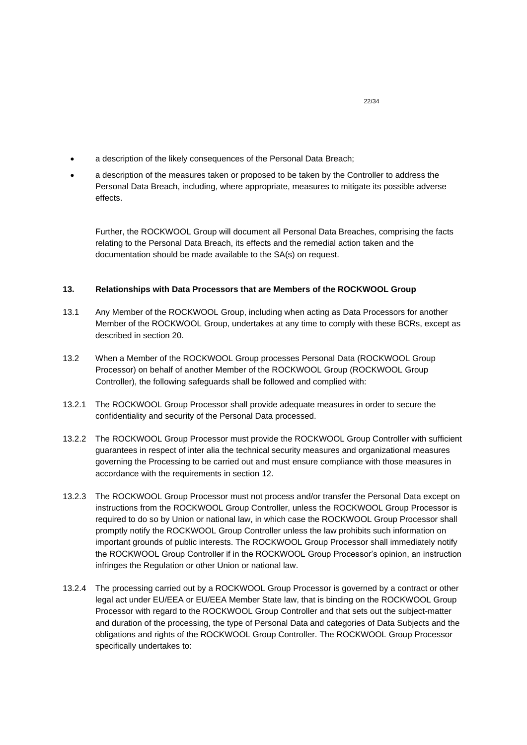- a description of the likely consequences of the Personal Data Breach;
- a description of the measures taken or proposed to be taken by the Controller to address the Personal Data Breach, including, where appropriate, measures to mitigate its possible adverse effects.

Further, the ROCKWOOL Group will document all Personal Data Breaches, comprising the facts relating to the Personal Data Breach, its effects and the remedial action taken and the documentation should be made available to the SA(s) on request.

## 13. Relationships with Data Processors that are Members of the ROCKWOOL Group

13.1 Any Member of the ROCKWOOL Group, including when acting as Data Processors for another Member of the ROCKWOOL Group, undertakes at any time to comply with these BCRs, except as described in section 20.

13.2 When a Member of the ROCKWOOL Group processes Personal Data (ROCKWOOL Group Processor) on behalf of another Member of the ROCKWOOL Group (ROCKWOOL Group Controller), the following safeguards shall be followed and complied with:

13.2.1 The ROCKWOOL Group Processor shall provide adequate measures in order to secure the confidentiality and security of the Personal Data processed.

13.2.2 The ROCKWOOL Group Processor must provide the ROCKWOOL Group Controller with sufficient guarantees in respect of inter alia the technical security measures and organizational measures governing the Processing to be carried out and must ensure compliance with those measures in accordance with the requirements in section 12.

13.2.3 The ROCKWOOL Group Processor must not process and/or transfer the Personal Data except on instructions from the ROCKWOOL Group Controller, unless the ROCKWOOL Group Processor is required to do so by Union or national law, in which case the ROCKWOOL Group Processor shall promptly notify the ROCKWOOL Group Controller unless the law prohibits such information on important grounds of public interests. The ROCKWOOL Group Processor shall immediately notify the ROCKWOOL Group Controller if in the ROCKWOOL Group Processor's opinion, an instruction infringes the Regulation or other Union or national law.

13.2.4 The processing carried out by a ROCKWOOL Group Processor is governed by a contract or other legal act under EU/EEA or EU/EEA Member State law, that is binding on the ROCKWOOL Group Processor with regard to the ROCKWOOL Group Controller and that sets out the subject-matter and duration of the processing, the type of Personal Data and categories of Data Subjects and the obligations and rights of the ROCKWOOL Group Controller. The ROCKWOOL Group Processor specifically undertakes to: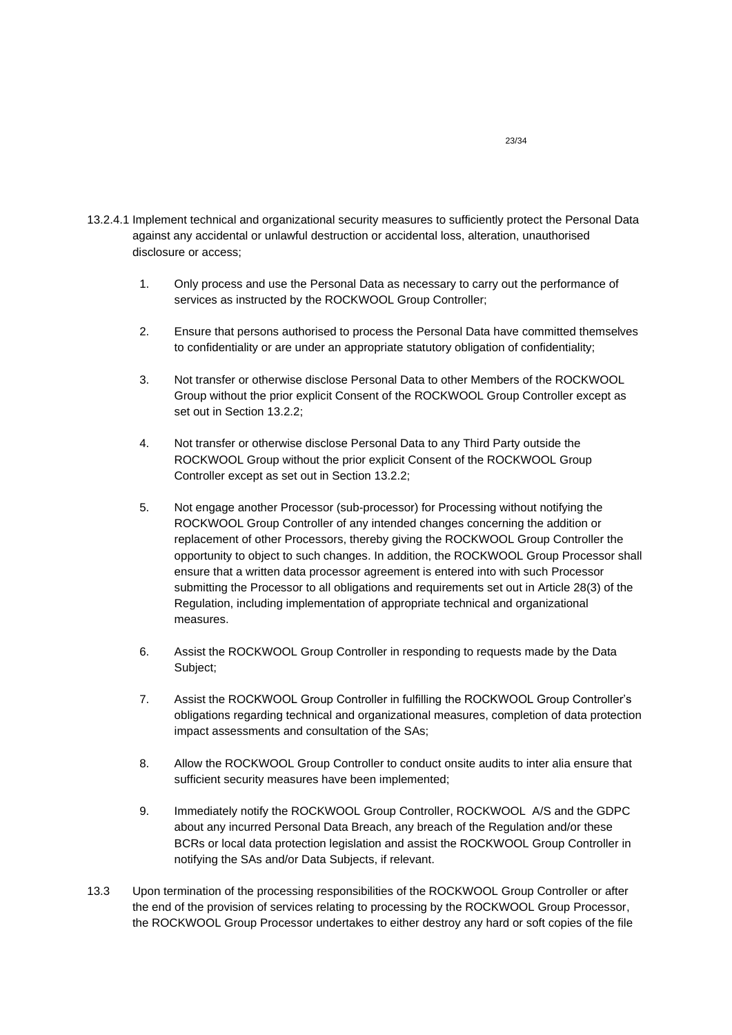13.2.4.1 Implement technical and organizational security measures to sufficiently protect the Personal Data against any accidental or unlawful destruction or accidental loss, alteration, unauthorised disclosure or access;

1. Only process and use the Personal Data as necessary to carry out the performance of services as instructed by the ROCKWOOL Group Controller;

2. Ensure that persons authorised to process the Personal Data have committed themselves to confidentiality or are under an appropriate statutory obligation of confidentiality;

3. Not transfer or otherwise disclose Personal Data to other Members of the ROCKWOOL Group without the prior explicit Consent of the ROCKWOOL Group Controller except as set out in Section 13.2.2;

4. Not transfer or otherwise disclose Personal Data to any Third Party outside the ROCKWOOL Group without the prior explicit Consent of the ROCKWOOL Group Controller except as set out in Section 13.2.2;

5. Not engage another Processor (sub-processor) for Processing without notifying the ROCKWOOL Group Controller of any intended changes concerning the addition or replacement of other Processors, thereby giving the ROCKWOOL Group Controller the opportunity to object to such changes. In addition, the ROCKWOOL Group Processor shall ensure that a written data processor agreement is entered into with such Processor submitting the Processor to all obligations and requirements set out in Article 28(3) of the Regulation, including implementation of appropriate technical and organizational measures.

6. Assist the ROCKWOOL Group Controller in responding to requests made by the Data Subject;

7. Assist the ROCKWOOL Group Controller in fulfilling the ROCKWOOL Group Controller's obligations regarding technical and organizational measures, completion of data protection impact assessments and consultation of the SAs;

8. Allow the ROCKWOOL Group Controller to conduct onsite audits to inter alia ensure that sufficient security measures have been implemented;

9. Immediately notify the ROCKWOOL Group Controller, ROCKWOOL A/S and the GDPC about any incurred Personal Data Breach, any breach of the Regulation and/or these BCRs or local data protection legislation and assist the ROCKWOOL Group Controller in notifying the SAs and/or Data Subjects, if relevant.

13.3 Upon termination of the processing responsibilities of the ROCKWOOL Group Controller or after the end of the provision of services relating to processing by the ROCKWOOL Group Processor, the ROCKWOOL Group Processor undertakes to either destroy any hard or soft copies of the file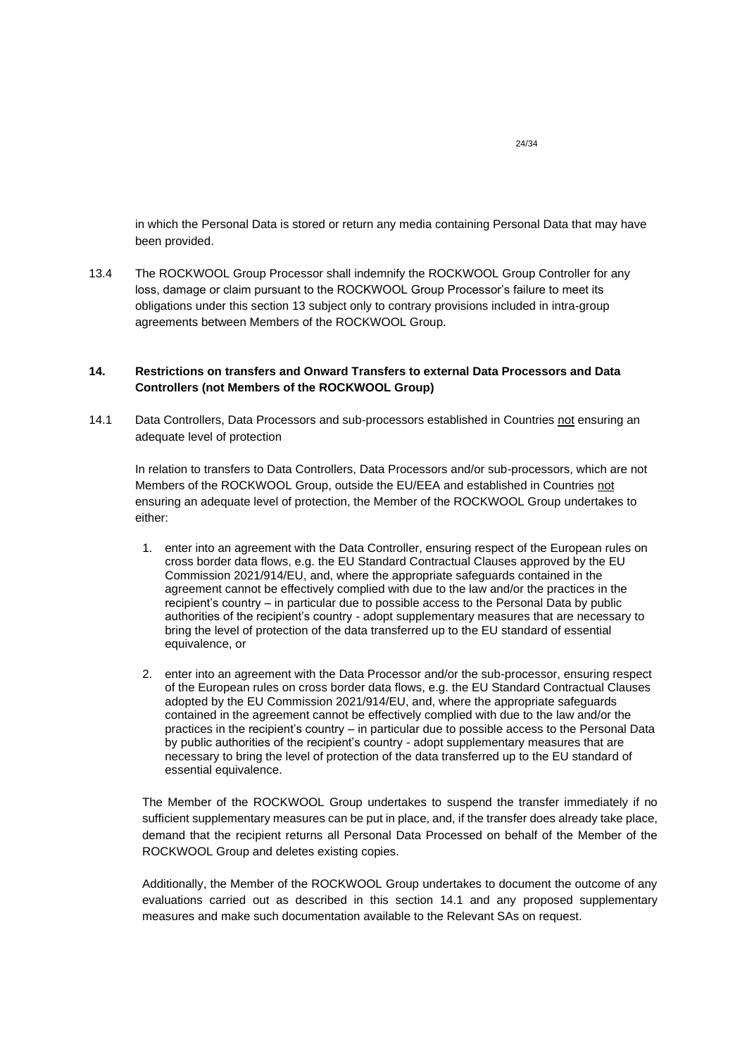in which the Personal Data is stored or return any media containing Personal Data that may have been provided.

13.4 The ROCKWOOL Group Processor shall indemnify the ROCKWOOL Group Controller for any loss, damage or claim pursuant to the ROCKWOOL Group Processor's failure to meet its obligations under this section 13 subject only to contrary provisions included in intra-group agreements between Members of the ROCKWOOL Group.

## 14. Restrictions on transfers and Onward Transfers to external Data Processors and Data Controllers (not Members of the ROCKWOOL Group)

14.1 Data Controllers, Data Processors and sub-processors established in Countries <u>not</u> ensuring an adequate level of protection

In relation to transfers to Data Controllers, Data Processors and/or sub-processors, which are not Members of the ROCKWOOL Group, outside the EU/EEA and established in Countries <u>not</u> ensuring an adequate level of protection, the Member of the ROCKWOOL Group undertakes to either:

1. enter into an agreement with the Data Controller, ensuring respect of the European rules on cross border data flows, e.g. the EU Standard Contractual Clauses approved by the EU Commission 2021/914/EU, and, where the appropriate safeguards contained in the agreement cannot be effectively complied with due to the law and/or the practices in the recipient's country – in particular due to possible access to the Personal Data by public authorities of the recipient's country - adopt supplementary measures that are necessary to bring the level of protection of the data transferred up to the EU standard of essential equivalence, or
2. enter into an agreement with the Data Processor and/or the sub-processor, ensuring respect of the European rules on cross border data flows, e.g. the EU Standard Contractual Clauses adopted by the EU Commission 2021/914/EU, and, where the appropriate safeguards contained in the agreement cannot be effectively complied with due to the law and/or the practices in the recipient's country – in particular due to possible access to the Personal Data by public authorities of the recipient's country - adopt supplementary measures that are necessary to bring the level of protection of the data transferred up to the EU standard of essential equivalence.

The Member of the ROCKWOOL Group undertakes to suspend the transfer immediately if no sufficient supplementary measures can be put in place, and, if the transfer does already take place, demand that the recipient returns all Personal Data Processed on behalf of the Member of the ROCKWOOL Group and deletes existing copies.

Additionally, the Member of the ROCKWOOL Group undertakes to document the outcome of any evaluations carried out as described in this section 14.1 and any proposed supplementary measures and make such documentation available to the Relevant SAs on request.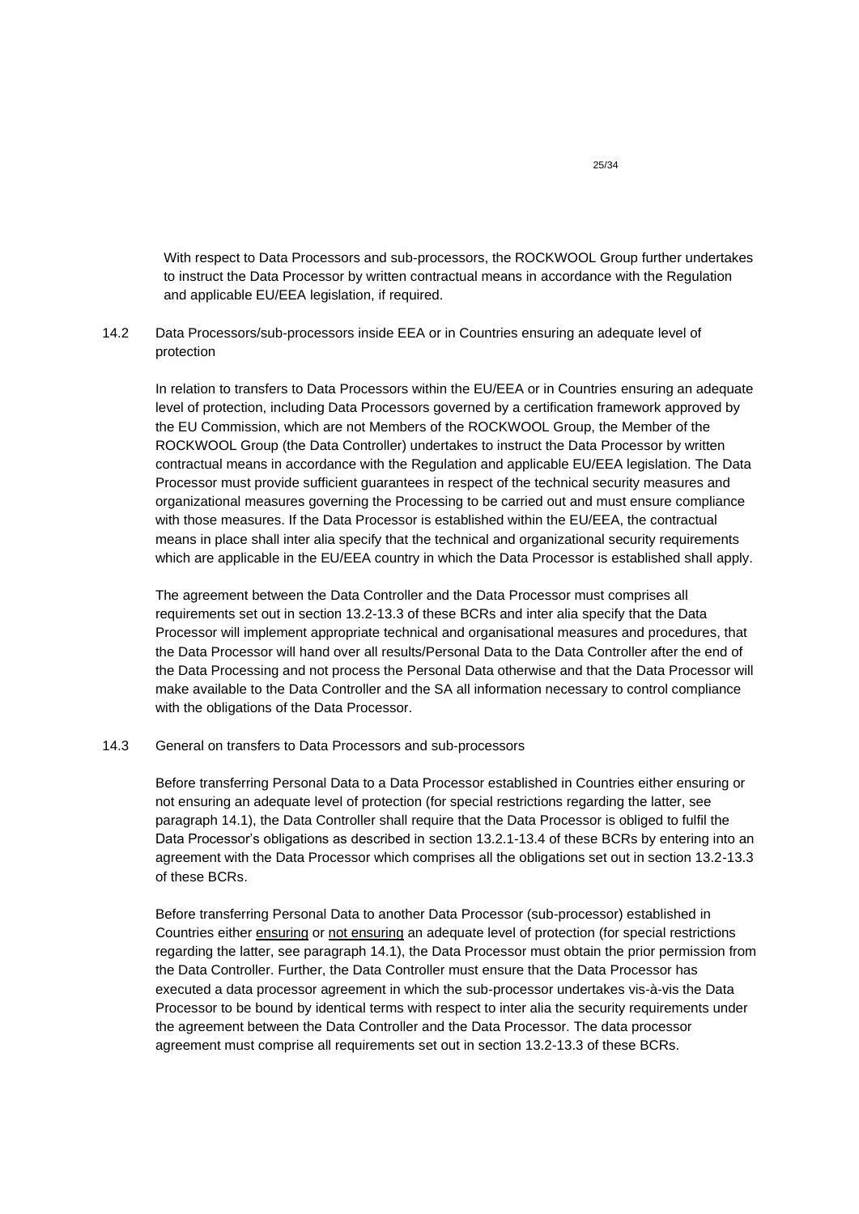With respect to Data Processors and sub-processors, the ROCKWOOL Group further undertakes to instruct the Data Processor by written contractual means in accordance with the Regulation and applicable EU/EEA legislation, if required.

### 14.2 Data Processors/sub-processors inside EEA or in Countries ensuring an adequate level of protection

In relation to transfers to Data Processors within the EU/EEA or in Countries ensuring an adequate level of protection, including Data Processors governed by a certification framework approved by the EU Commission, which are not Members of the ROCKWOOL Group, the Member of the ROCKWOOL Group (the Data Controller) undertakes to instruct the Data Processor by written contractual means in accordance with the Regulation and applicable EU/EEA legislation. The Data Processor must provide sufficient guarantees in respect of the technical security measures and organizational measures governing the Processing to be carried out and must ensure compliance with those measures. If the Data Processor is established within the EU/EEA, the contractual means in place shall inter alia specify that the technical and organizational security requirements which are applicable in the EU/EEA country in which the Data Processor is established shall apply.

The agreement between the Data Controller and the Data Processor must comprises all requirements set out in section 13.2-13.3 of these BCRs and inter alia specify that the Data Processor will implement appropriate technical and organisational measures and procedures, that the Data Processor will hand over all results/Personal Data to the Data Controller after the end of the Data Processing and not process the Personal Data otherwise and that the Data Processor will make available to the Data Controller and the SA all information necessary to control compliance with the obligations of the Data Processor.

### 14.3 General on transfers to Data Processors and sub-processors

Before transferring Personal Data to a Data Processor established in Countries either ensuring or not ensuring an adequate level of protection (for special restrictions regarding the latter, see paragraph 14.1), the Data Controller shall require that the Data Processor is obliged to fulfil the Data Processor's obligations as described in section 13.2.1-13.4 of these BCRs by entering into an agreement with the Data Processor which comprises all the obligations set out in section 13.2-13.3 of these BCRs.

Before transferring Personal Data to another Data Processor (sub-processor) established in Countries either ensuring or not ensuring an adequate level of protection (for special restrictions regarding the latter, see paragraph 14.1), the Data Processor must obtain the prior permission from the Data Controller. Further, the Data Controller must ensure that the Data Processor has executed a data processor agreement in which the sub-processor undertakes vis-à-vis the Data Processor to be bound by identical terms with respect to inter alia the security requirements under the agreement between the Data Controller and the Data Processor. The data processor agreement must comprise all requirements set out in section 13.2-13.3 of these BCRs.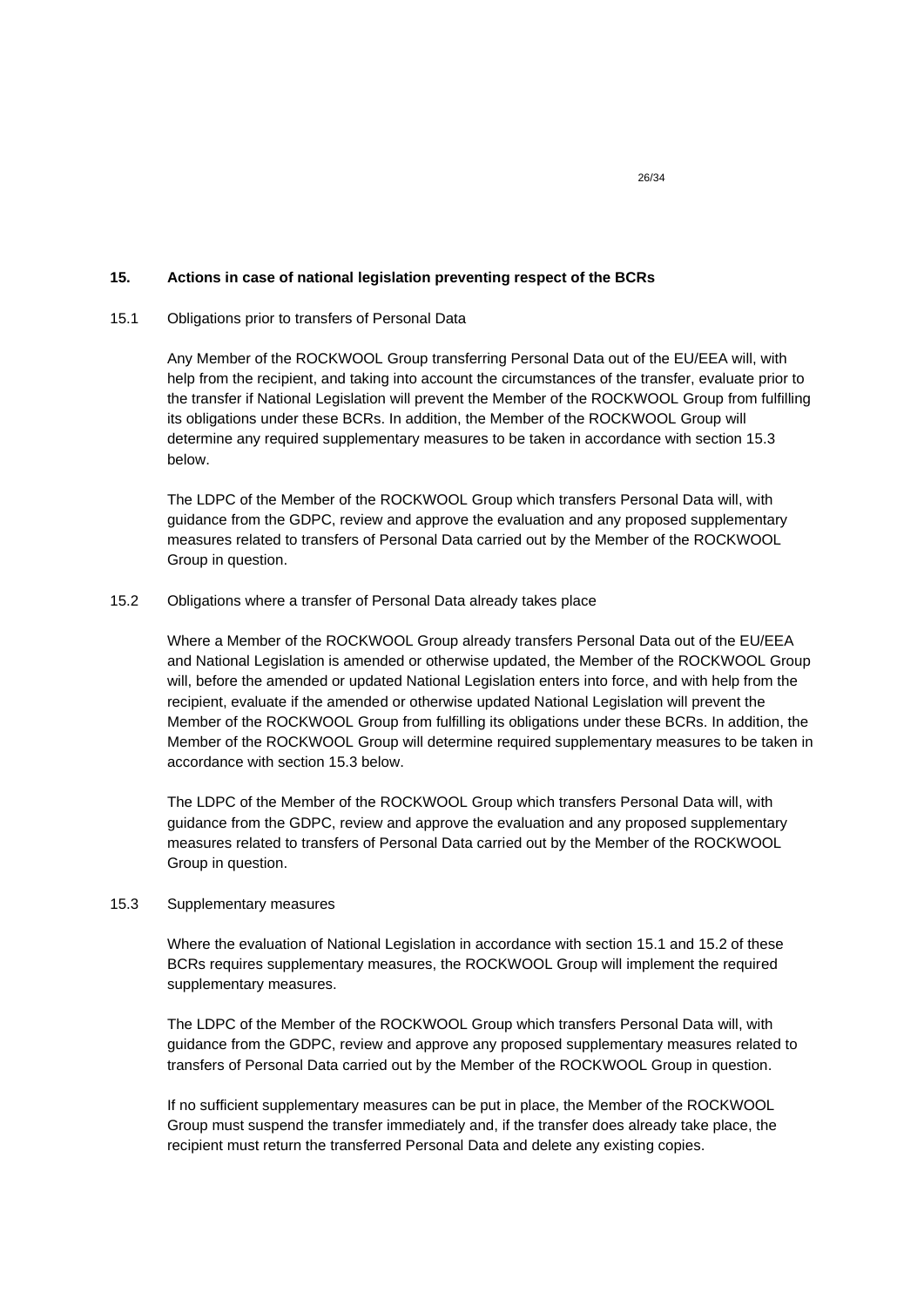## 15. Actions in case of national legislation preventing respect of the BCRs

### 15.1 Obligations prior to transfers of Personal Data

Any Member of the ROCKWOOL Group transferring Personal Data out of the EU/EEA will, with help from the recipient, and taking into account the circumstances of the transfer, evaluate prior to the transfer if National Legislation will prevent the Member of the ROCKWOOL Group from fulfilling its obligations under these BCRs. In addition, the Member of the ROCKWOOL Group will determine any required supplementary measures to be taken in accordance with section 15.3 below.

The LDPC of the Member of the ROCKWOOL Group which transfers Personal Data will, with guidance from the GDPC, review and approve the evaluation and any proposed supplementary measures related to transfers of Personal Data carried out by the Member of the ROCKWOOL Group in question.

### 15.2 Obligations where a transfer of Personal Data already takes place

Where a Member of the ROCKWOOL Group already transfers Personal Data out of the EU/EEA and National Legislation is amended or otherwise updated, the Member of the ROCKWOOL Group will, before the amended or updated National Legislation enters into force, and with help from the recipient, evaluate if the amended or otherwise updated National Legislation will prevent the Member of the ROCKWOOL Group from fulfilling its obligations under these BCRs. In addition, the Member of the ROCKWOOL Group will determine required supplementary measures to be taken in accordance with section 15.3 below.

The LDPC of the Member of the ROCKWOOL Group which transfers Personal Data will, with guidance from the GDPC, review and approve the evaluation and any proposed supplementary measures related to transfers of Personal Data carried out by the Member of the ROCKWOOL Group in question.

### 15.3 Supplementary measures

Where the evaluation of National Legislation in accordance with section 15.1 and 15.2 of these BCRs requires supplementary measures, the ROCKWOOL Group will implement the required supplementary measures.

The LDPC of the Member of the ROCKWOOL Group which transfers Personal Data will, with guidance from the GDPC, review and approve any proposed supplementary measures related to transfers of Personal Data carried out by the Member of the ROCKWOOL Group in question.

If no sufficient supplementary measures can be put in place, the Member of the ROCKWOOL Group must suspend the transfer immediately and, if the transfer does already take place, the recipient must return the transferred Personal Data and delete any existing copies.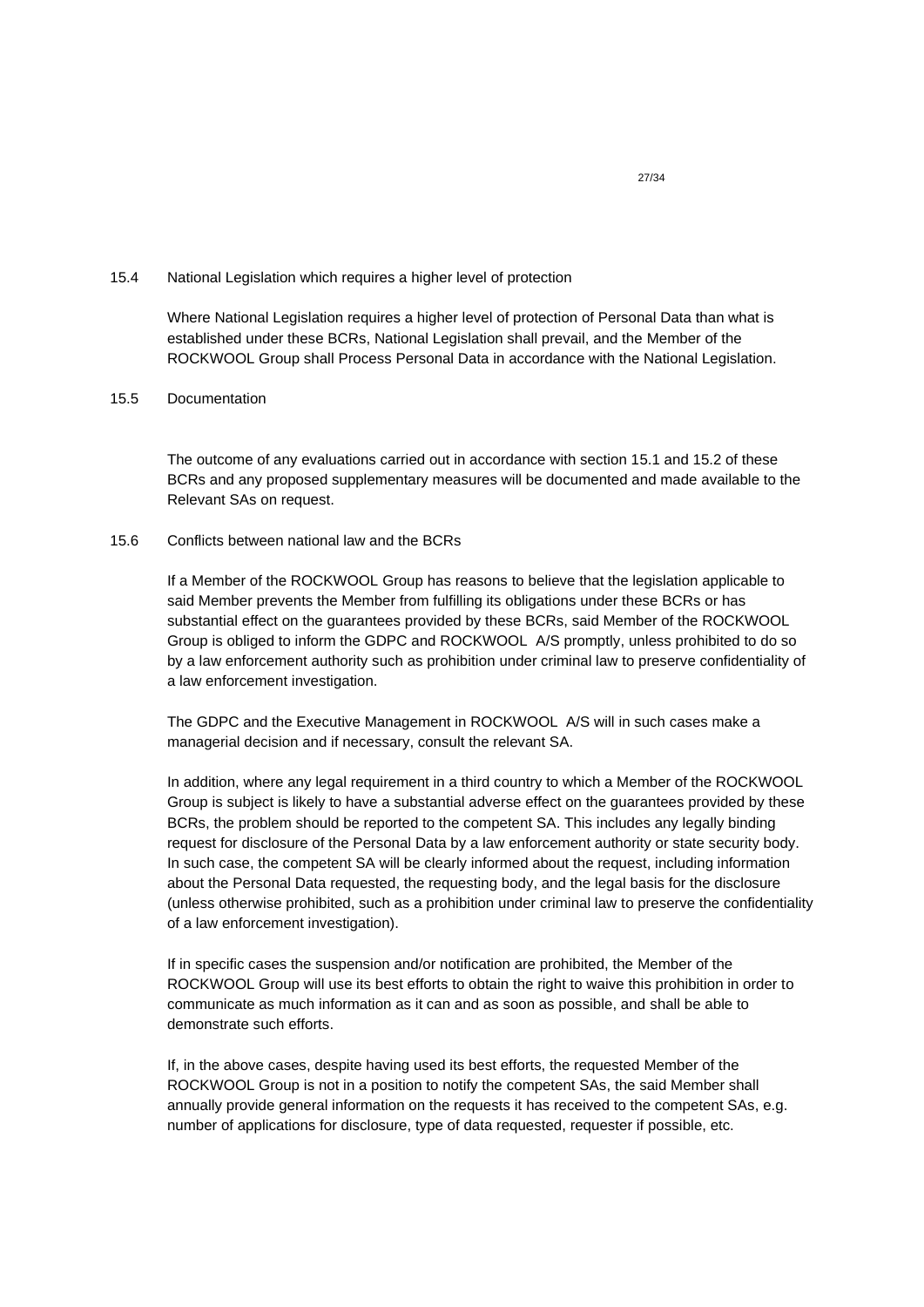### 15.4 National Legislation which requires a higher level of protection

Where National Legislation requires a higher level of protection of Personal Data than what is established under these BCRs, National Legislation shall prevail, and the Member of the ROCKWOOL Group shall Process Personal Data in accordance with the National Legislation.

### 15.5 Documentation

The outcome of any evaluations carried out in accordance with section 15.1 and 15.2 of these BCRs and any proposed supplementary measures will be documented and made available to the Relevant SAs on request.

### 15.6 Conflicts between national law and the BCRs

If a Member of the ROCKWOOL Group has reasons to believe that the legislation applicable to said Member prevents the Member from fulfilling its obligations under these BCRs or has substantial effect on the guarantees provided by these BCRs, said Member of the ROCKWOOL Group is obliged to inform the GDPC and ROCKWOOL A/S promptly, unless prohibited to do so by a law enforcement authority such as prohibition under criminal law to preserve confidentiality of a law enforcement investigation.

The GDPC and the Executive Management in ROCKWOOL A/S will in such cases make a managerial decision and if necessary, consult the relevant SA.

In addition, where any legal requirement in a third country to which a Member of the ROCKWOOL Group is subject is likely to have a substantial adverse effect on the guarantees provided by these BCRs, the problem should be reported to the competent SA. This includes any legally binding request for disclosure of the Personal Data by a law enforcement authority or state security body. In such case, the competent SA will be clearly informed about the request, including information about the Personal Data requested, the requesting body, and the legal basis for the disclosure (unless otherwise prohibited, such as a prohibition under criminal law to preserve the confidentiality of a law enforcement investigation).

If in specific cases the suspension and/or notification are prohibited, the Member of the ROCKWOOL Group will use its best efforts to obtain the right to waive this prohibition in order to communicate as much information as it can and as soon as possible, and shall be able to demonstrate such efforts.

If, in the above cases, despite having used its best efforts, the requested Member of the ROCKWOOL Group is not in a position to notify the competent SAs, the said Member shall annually provide general information on the requests it has received to the competent SAs, e.g. number of applications for disclosure, type of data requested, requester if possible, etc.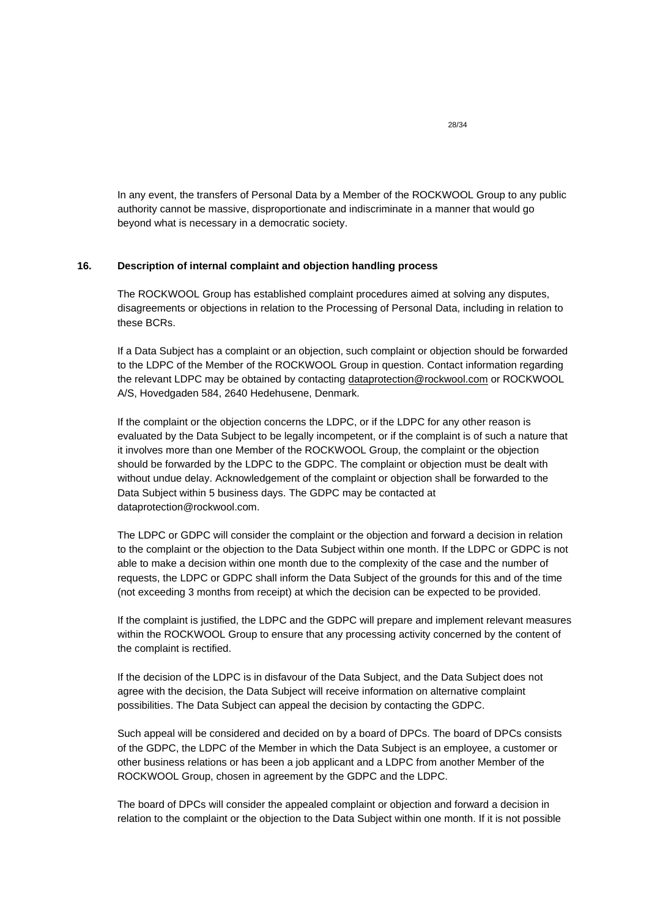In any event, the transfers of Personal Data by a Member of the ROCKWOOL Group to any public authority cannot be massive, disproportionate and indiscriminate in a manner that would go beyond what is necessary in a democratic society.

## 16. Description of internal complaint and objection handling process

The ROCKWOOL Group has established complaint procedures aimed at solving any disputes, disagreements or objections in relation to the Processing of Personal Data, including in relation to these BCRs.

If a Data Subject has a complaint or an objection, such complaint or objection should be forwarded to the LDPC of the Member of the ROCKWOOL Group in question. Contact information regarding the relevant LDPC may be obtained by contacting dataprotection@rockwool.com or ROCKWOOL A/S, Hovedgaden 584, 2640 Hedehusene, Denmark.

If the complaint or the objection concerns the LDPC, or if the LDPC for any other reason is evaluated by the Data Subject to be legally incompetent, or if the complaint is of such a nature that it involves more than one Member of the ROCKWOOL Group, the complaint or the objection should be forwarded by the LDPC to the GDPC. The complaint or objection must be dealt with without undue delay. Acknowledgement of the complaint or objection shall be forwarded to the Data Subject within 5 business days. The GDPC may be contacted at dataprotection@rockwool.com.

The LDPC or GDPC will consider the complaint or the objection and forward a decision in relation to the complaint or the objection to the Data Subject within one month. If the LDPC or GDPC is not able to make a decision within one month due to the complexity of the case and the number of requests, the LDPC or GDPC shall inform the Data Subject of the grounds for this and of the time (not exceeding 3 months from receipt) at which the decision can be expected to be provided.

If the complaint is justified, the LDPC and the GDPC will prepare and implement relevant measures within the ROCKWOOL Group to ensure that any processing activity concerned by the content of the complaint is rectified.

If the decision of the LDPC is in disfavour of the Data Subject, and the Data Subject does not agree with the decision, the Data Subject will receive information on alternative complaint possibilities. The Data Subject can appeal the decision by contacting the GDPC.

Such appeal will be considered and decided on by a board of DPCs. The board of DPCs consists of the GDPC, the LDPC of the Member in which the Data Subject is an employee, a customer or other business relations or has been a job applicant and a LDPC from another Member of the ROCKWOOL Group, chosen in agreement by the GDPC and the LDPC.

The board of DPCs will consider the appealed complaint or objection and forward a decision in relation to the complaint or the objection to the Data Subject within one month. If it is not possible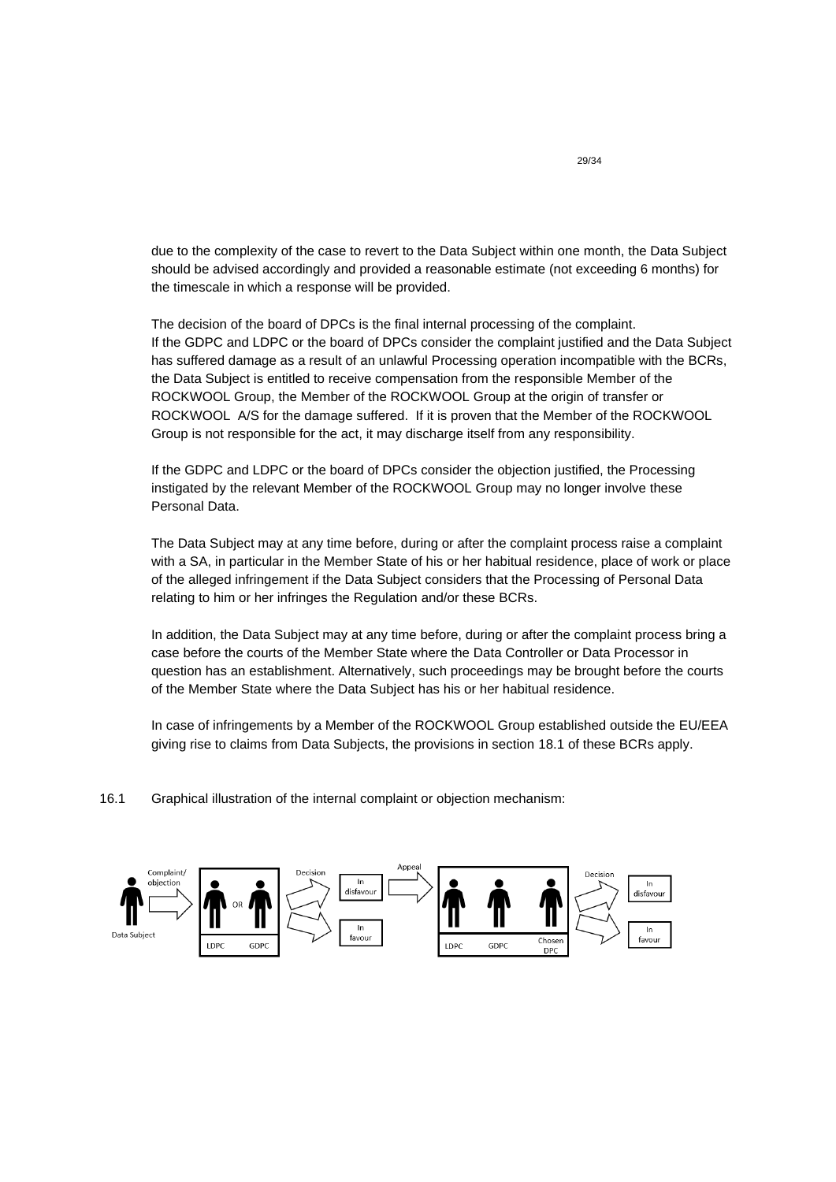due to the complexity of the case to revert to the Data Subject within one month, the Data Subject should be advised accordingly and provided a reasonable estimate (not exceeding 6 months) for the timescale in which a response will be provided.

The decision of the board of DPCs is the final internal processing of the complaint.
If the GDPC and LDPC or the board of DPCs consider the complaint justified and the Data Subject has suffered damage as a result of an unlawful Processing operation incompatible with the BCRs, the Data Subject is entitled to receive compensation from the responsible Member of the ROCKWOOL Group, the Member of the ROCKWOOL Group at the origin of transfer or ROCKWOOL A/S for the damage suffered. If it is proven that the Member of the ROCKWOOL Group is not responsible for the act, it may discharge itself from any responsibility.

If the GDPC and LDPC or the board of DPCs consider the objection justified, the Processing instigated by the relevant Member of the ROCKWOOL Group may no longer involve these Personal Data.

The Data Subject may at any time before, during or after the complaint process raise a complaint with a SA, in particular in the Member State of his or her habitual residence, place of work or place of the alleged infringement if the Data Subject considers that the Processing of Personal Data relating to him or her infringes the Regulation and/or these BCRs.

In addition, the Data Subject may at any time before, during or after the complaint process bring a case before the courts of the Member State where the Data Controller or Data Processor in question has an establishment. Alternatively, such proceedings may be brought before the courts of the Member State where the Data Subject has his or her habitual residence.

In case of infringements by a Member of the ROCKWOOL Group established outside the EU/EEA giving rise to claims from Data Subjects, the provisions in section 18.1 of these BCRs apply.

16.1 Graphical illustration of the internal complaint or objection mechanism:

Data Subject → Complaint/objection → LDPC OR GDPC → Decision → In disfavour / In favour → Appeal → LDPC, GDPC, Chosen DPC → Decision → In disfavour / In favour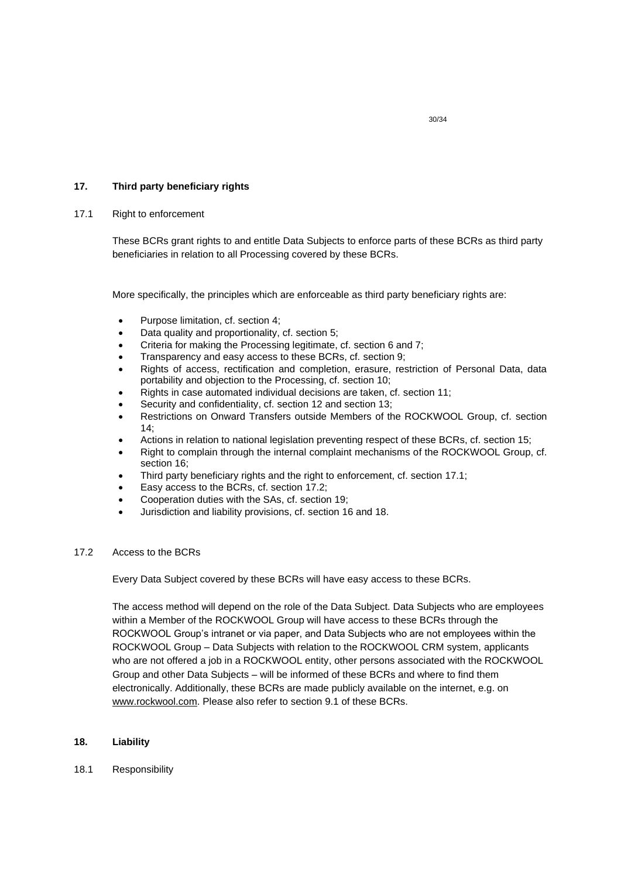## 17. Third party beneficiary rights

### 17.1 Right to enforcement

These BCRs grant rights to and entitle Data Subjects to enforce parts of these BCRs as third party beneficiaries in relation to all Processing covered by these BCRs.

More specifically, the principles which are enforceable as third party beneficiary rights are:

- Purpose limitation, cf. section 4;
- Data quality and proportionality, cf. section 5;
- Criteria for making the Processing legitimate, cf. section 6 and 7;
- Transparency and easy access to these BCRs, cf. section 9;
- Rights of access, rectification and completion, erasure, restriction of Personal Data, data portability and objection to the Processing, cf. section 10;
- Rights in case automated individual decisions are taken, cf. section 11;
- Security and confidentiality, cf. section 12 and section 13;
- Restrictions on Onward Transfers outside Members of the ROCKWOOL Group, cf. section 14;
- Actions in relation to national legislation preventing respect of these BCRs, cf. section 15;
- Right to complain through the internal complaint mechanisms of the ROCKWOOL Group, cf. section 16;
- Third party beneficiary rights and the right to enforcement, cf. section 17.1;
- Easy access to the BCRs, cf. section 17.2;
- Cooperation duties with the SAs, cf. section 19;
- Jurisdiction and liability provisions, cf. section 16 and 18.

### 17.2 Access to the BCRs

Every Data Subject covered by these BCRs will have easy access to these BCRs.

The access method will depend on the role of the Data Subject. Data Subjects who are employees within a Member of the ROCKWOOL Group will have access to these BCRs through the ROCKWOOL Group's intranet or via paper, and Data Subjects who are not employees within the ROCKWOOL Group – Data Subjects with relation to the ROCKWOOL CRM system, applicants who are not offered a job in a ROCKWOOL entity, other persons associated with the ROCKWOOL Group and other Data Subjects – will be informed of these BCRs and where to find them electronically. Additionally, these BCRs are made publicly available on the internet, e.g. on www.rockwool.com. Please also refer to section 9.1 of these BCRs.

## 18. Liability

### 18.1 Responsibility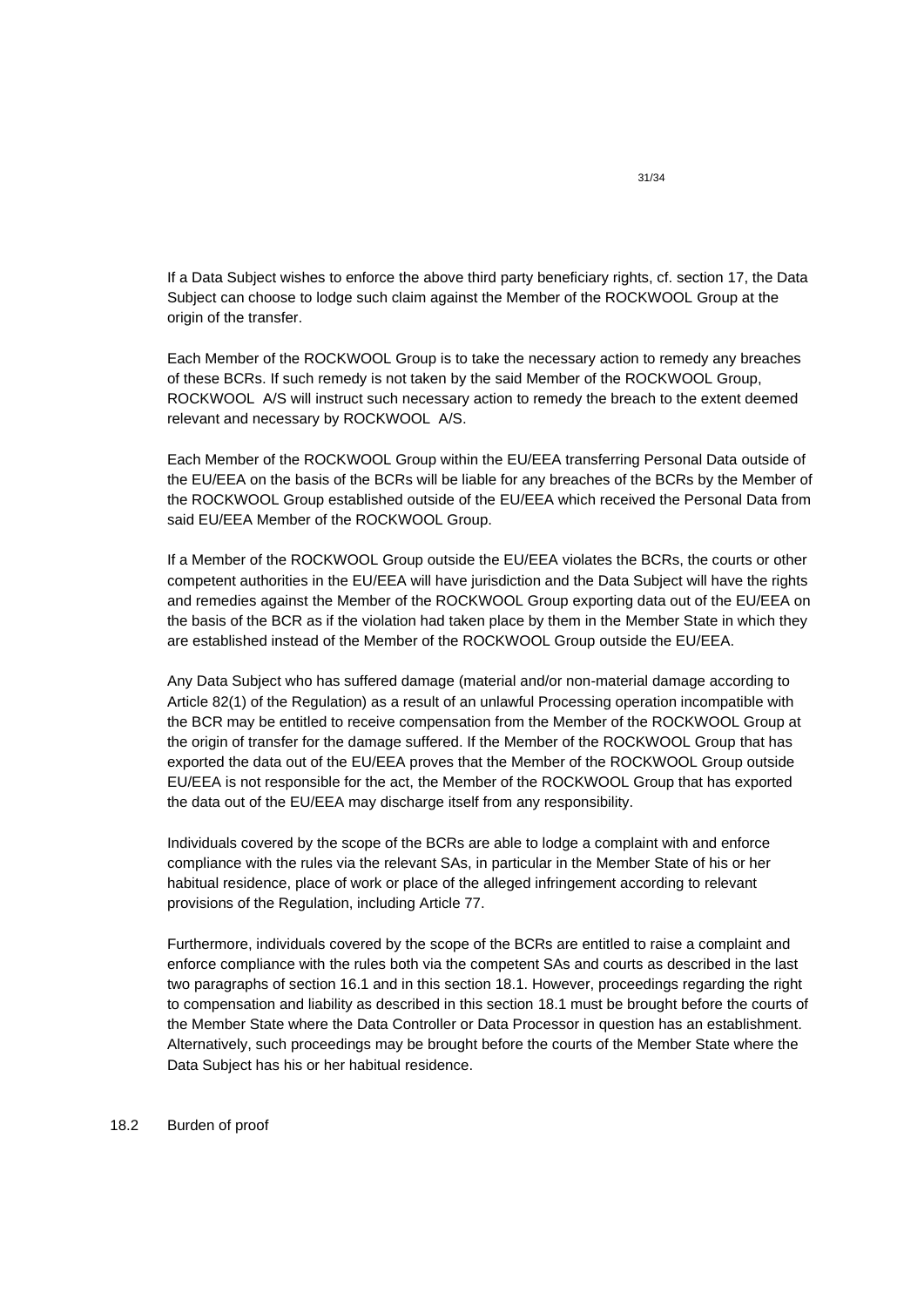If a Data Subject wishes to enforce the above third party beneficiary rights, cf. section 17, the Data Subject can choose to lodge such claim against the Member of the ROCKWOOL Group at the origin of the transfer.

Each Member of the ROCKWOOL Group is to take the necessary action to remedy any breaches of these BCRs. If such remedy is not taken by the said Member of the ROCKWOOL Group, ROCKWOOL A/S will instruct such necessary action to remedy the breach to the extent deemed relevant and necessary by ROCKWOOL A/S.

Each Member of the ROCKWOOL Group within the EU/EEA transferring Personal Data outside of the EU/EEA on the basis of the BCRs will be liable for any breaches of the BCRs by the Member of the ROCKWOOL Group established outside of the EU/EEA which received the Personal Data from said EU/EEA Member of the ROCKWOOL Group.

If a Member of the ROCKWOOL Group outside the EU/EEA violates the BCRs, the courts or other competent authorities in the EU/EEA will have jurisdiction and the Data Subject will have the rights and remedies against the Member of the ROCKWOOL Group exporting data out of the EU/EEA on the basis of the BCR as if the violation had taken place by them in the Member State in which they are established instead of the Member of the ROCKWOOL Group outside the EU/EEA.

Any Data Subject who has suffered damage (material and/or non-material damage according to Article 82(1) of the Regulation) as a result of an unlawful Processing operation incompatible with the BCR may be entitled to receive compensation from the Member of the ROCKWOOL Group at the origin of transfer for the damage suffered. If the Member of the ROCKWOOL Group that has exported the data out of the EU/EEA proves that the Member of the ROCKWOOL Group outside EU/EEA is not responsible for the act, the Member of the ROCKWOOL Group that has exported the data out of the EU/EEA may discharge itself from any responsibility.

Individuals covered by the scope of the BCRs are able to lodge a complaint with and enforce compliance with the rules via the relevant SAs, in particular in the Member State of his or her habitual residence, place of work or place of the alleged infringement according to relevant provisions of the Regulation, including Article 77.

Furthermore, individuals covered by the scope of the BCRs are entitled to raise a complaint and enforce compliance with the rules both via the competent SAs and courts as described in the last two paragraphs of section 16.1 and in this section 18.1. However, proceedings regarding the right to compensation and liability as described in this section 18.1 must be brought before the courts of the Member State where the Data Controller or Data Processor in question has an establishment. Alternatively, such proceedings may be brought before the courts of the Member State where the Data Subject has his or her habitual residence.

### 18.2 Burden of proof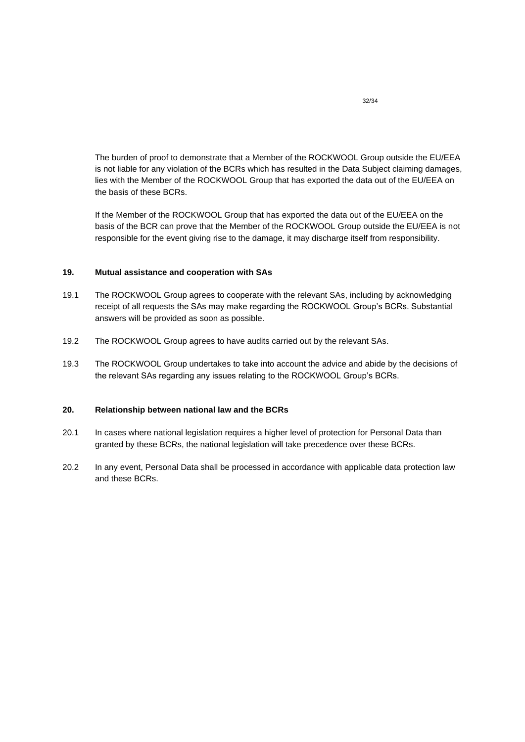The burden of proof to demonstrate that a Member of the ROCKWOOL Group outside the EU/EEA is not liable for any violation of the BCRs which has resulted in the Data Subject claiming damages, lies with the Member of the ROCKWOOL Group that has exported the data out of the EU/EEA on the basis of these BCRs.

If the Member of the ROCKWOOL Group that has exported the data out of the EU/EEA on the basis of the BCR can prove that the Member of the ROCKWOOL Group outside the EU/EEA is not responsible for the event giving rise to the damage, it may discharge itself from responsibility.

## 19. Mutual assistance and cooperation with SAs

19.1 The ROCKWOOL Group agrees to cooperate with the relevant SAs, including by acknowledging receipt of all requests the SAs may make regarding the ROCKWOOL Group's BCRs. Substantial answers will be provided as soon as possible.

19.2 The ROCKWOOL Group agrees to have audits carried out by the relevant SAs.

19.3 The ROCKWOOL Group undertakes to take into account the advice and abide by the decisions of the relevant SAs regarding any issues relating to the ROCKWOOL Group's BCRs.

## 20. Relationship between national law and the BCRs

20.1 In cases where national legislation requires a higher level of protection for Personal Data than granted by these BCRs, the national legislation will take precedence over these BCRs.

20.2 In any event, Personal Data shall be processed in accordance with applicable data protection law and these BCRs.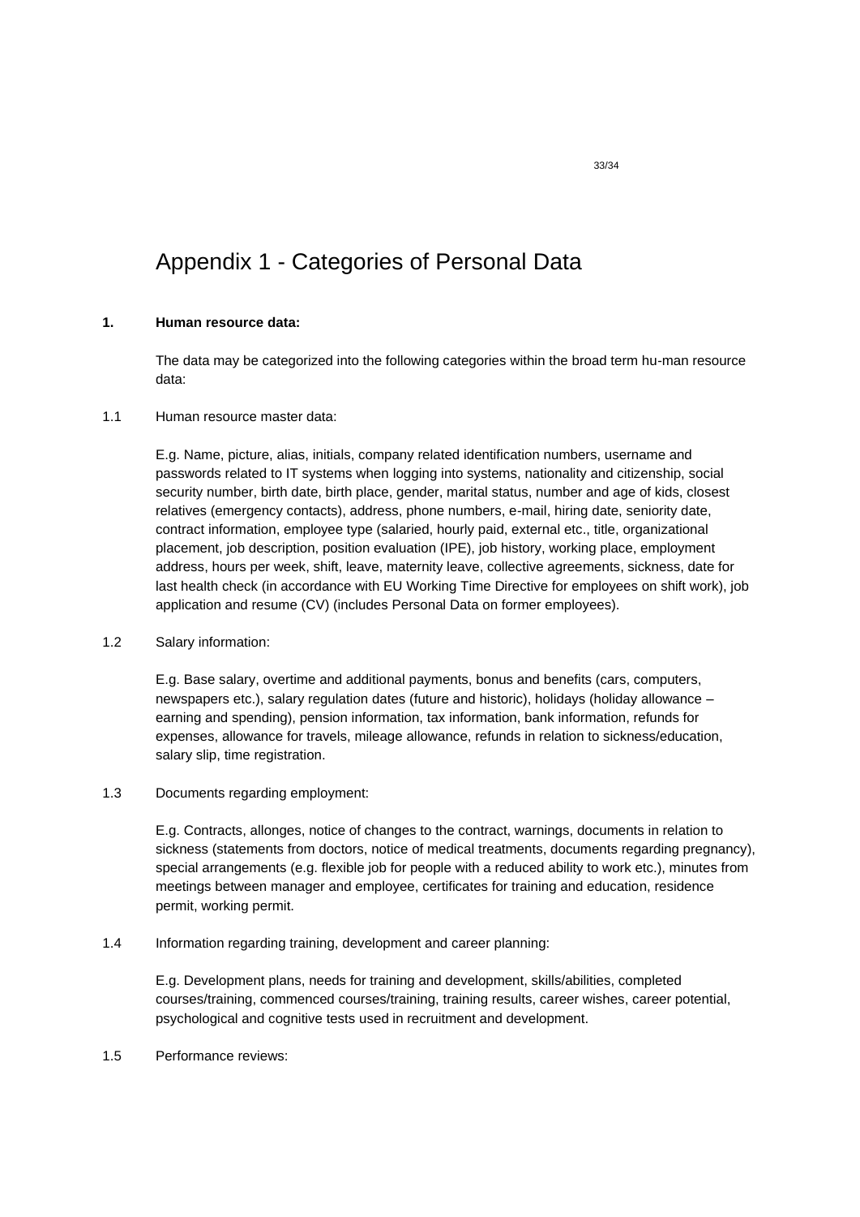# Appendix 1 - Categories of Personal Data

**1. Human resource data:**

The data may be categorized into the following categories within the broad term hu-man resource data:

1.1 Human resource master data:

E.g. Name, picture, alias, initials, company related identification numbers, username and passwords related to IT systems when logging into systems, nationality and citizenship, social security number, birth date, birth place, gender, marital status, number and age of kids, closest relatives (emergency contacts), address, phone numbers, e-mail, hiring date, seniority date, contract information, employee type (salaried, hourly paid, external etc., title, organizational placement, job description, position evaluation (IPE), job history, working place, employment address, hours per week, shift, leave, maternity leave, collective agreements, sickness, date for last health check (in accordance with EU Working Time Directive for employees on shift work), job application and resume (CV) (includes Personal Data on former employees).

1.2 Salary information:

E.g. Base salary, overtime and additional payments, bonus and benefits (cars, computers, newspapers etc.), salary regulation dates (future and historic), holidays (holiday allowance – earning and spending), pension information, tax information, bank information, refunds for expenses, allowance for travels, mileage allowance, refunds in relation to sickness/education, salary slip, time registration.

1.3 Documents regarding employment:

E.g. Contracts, allonges, notice of changes to the contract, warnings, documents in relation to sickness (statements from doctors, notice of medical treatments, documents regarding pregnancy), special arrangements (e.g. flexible job for people with a reduced ability to work etc.), minutes from meetings between manager and employee, certificates for training and education, residence permit, working permit.

1.4 Information regarding training, development and career planning:

E.g. Development plans, needs for training and development, skills/abilities, completed courses/training, commenced courses/training, training results, career wishes, career potential, psychological and cognitive tests used in recruitment and development.

1.5 Performance reviews: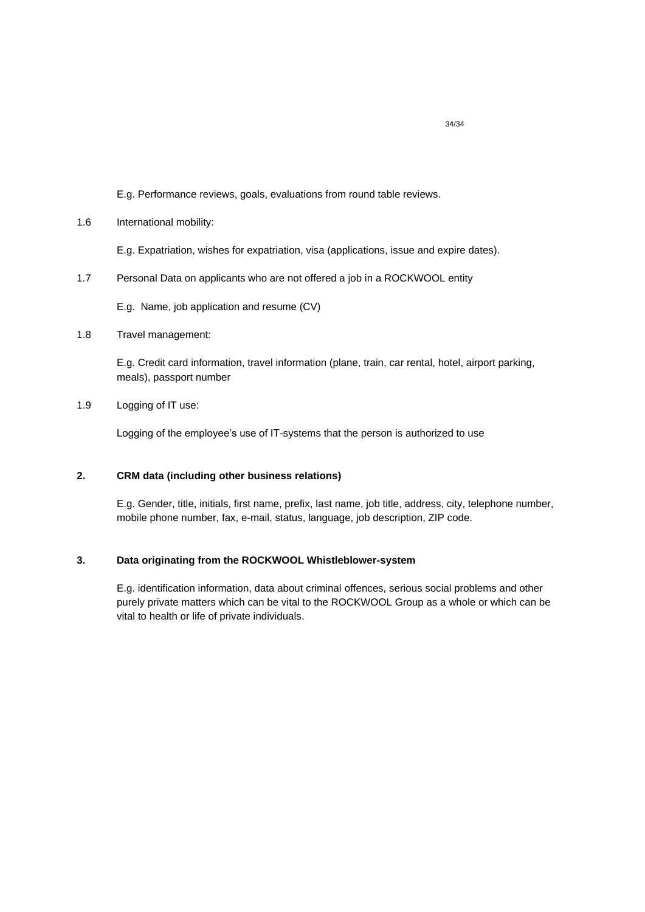E.g. Performance reviews, goals, evaluations from round table reviews.

1.6 International mobility:

E.g. Expatriation, wishes for expatriation, visa (applications, issue and expire dates).

1.7 Personal Data on applicants who are not offered a job in a ROCKWOOL entity

E.g. Name, job application and resume (CV)

1.8 Travel management:

E.g. Credit card information, travel information (plane, train, car rental, hotel, airport parking, meals), passport number

1.9 Logging of IT use:

Logging of the employee's use of IT-systems that the person is authorized to use

**2. CRM data (including other business relations)**

E.g. Gender, title, initials, first name, prefix, last name, job title, address, city, telephone number, mobile phone number, fax, e-mail, status, language, job description, ZIP code.

**3. Data originating from the ROCKWOOL Whistleblower-system**

E.g. identification information, data about criminal offences, serious social problems and other purely private matters which can be vital to the ROCKWOOL Group as a whole or which can be vital to health or life of private individuals.